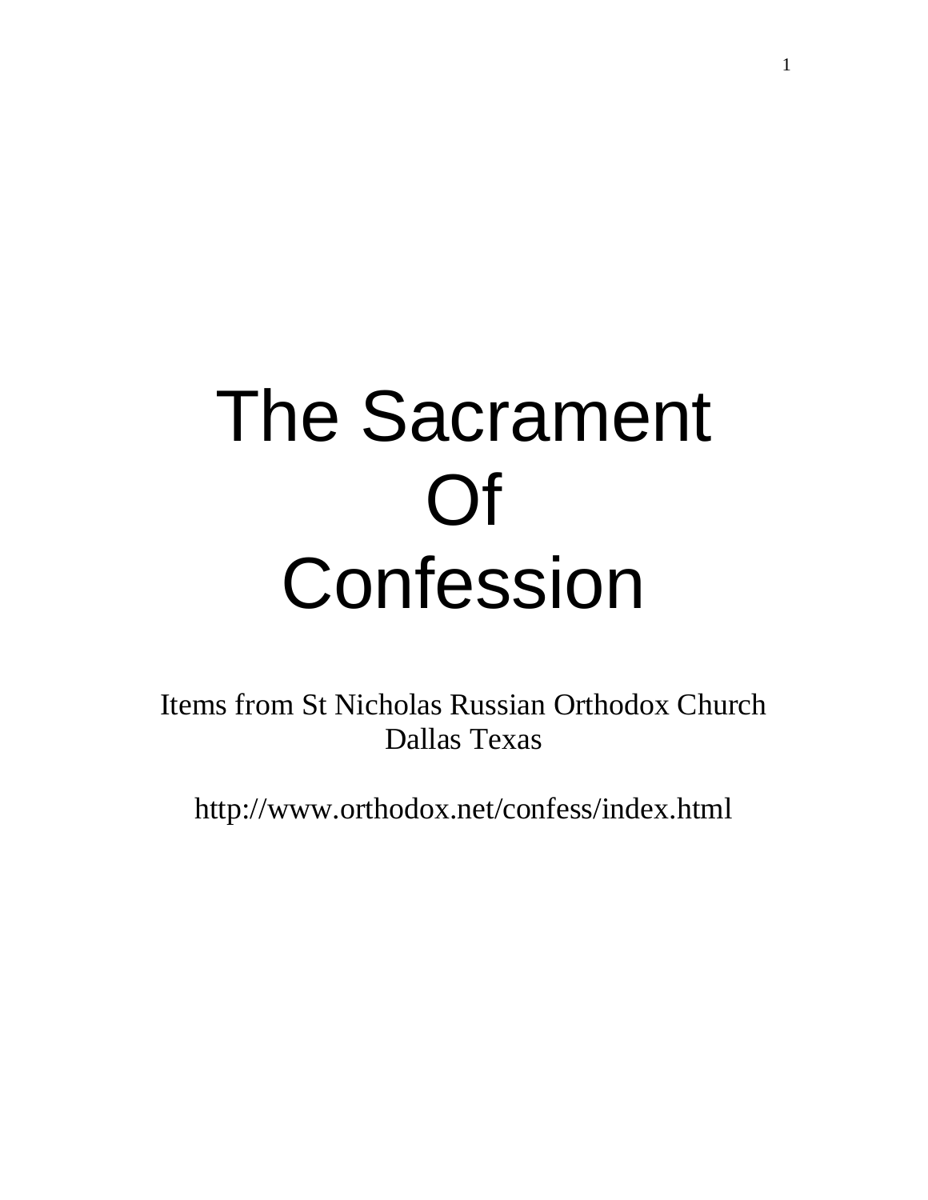# The Sacrament Of Confession

Items from St Nicholas Russian Orthodox Church
Dallas Texas

http://www.orthodox.net/confess/index.html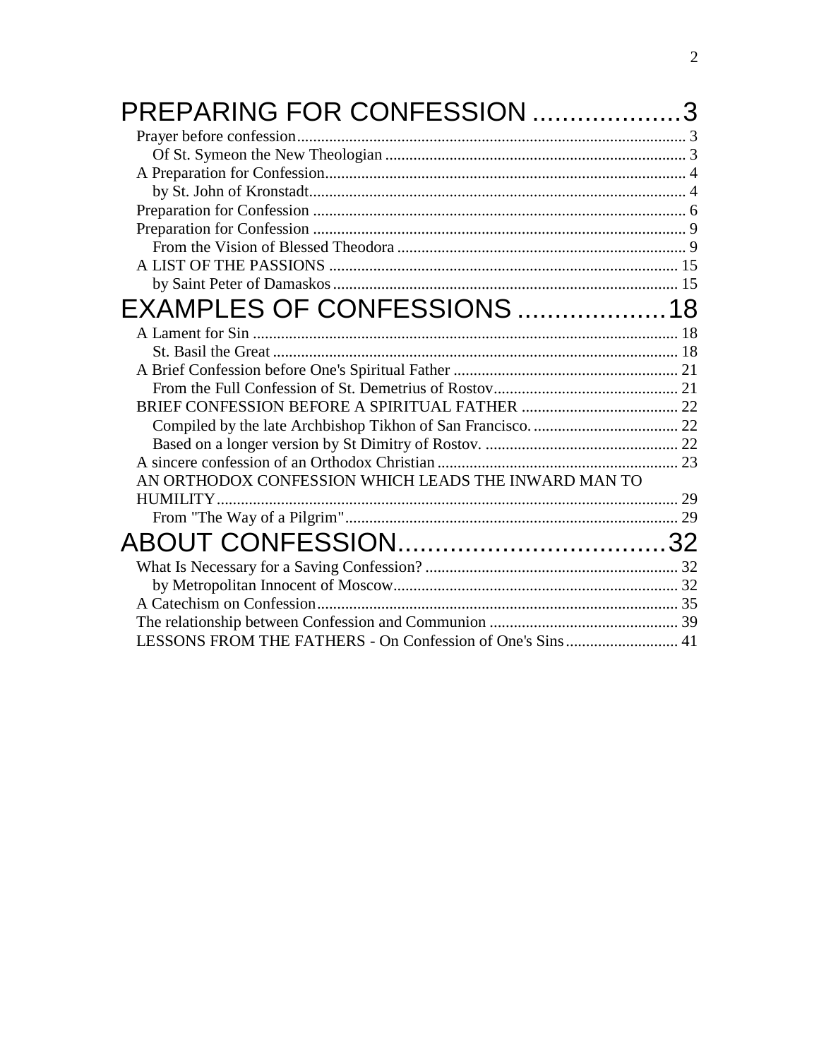# PREPARING FOR CONFESSION ....................3

- Prayer before confession ........ 3
  - Of St. Symeon the New Theologian ........ 3
- A Preparation for Confession ........ 4
  - by St. John of Kronstadt ........ 4
- Preparation for Confession ........ 6
- Preparation for Confession ........ 9
  - From the Vision of Blessed Theodora ........ 9
- A LIST OF THE PASSIONS ........ 15
  - by Saint Peter of Damaskos ........ 15

# EXAMPLES OF CONFESSIONS ....................18

- A Lament for Sin ........ 18
  - St. Basil the Great ........ 18
- A Brief Confession before One's Spiritual Father ........ 21
  - From the Full Confession of St. Demetrius of Rostov ........ 21
- BRIEF CONFESSION BEFORE A SPIRITUAL FATHER ........ 22
  - Compiled by the late Archbishop Tikhon of San Francisco. ........ 22
  - Based on a longer version by St Dimitry of Rostov. ........ 22
- A sincere confession of an Orthodox Christian ........ 23
- AN ORTHODOX CONFESSION WHICH LEADS THE INWARD MAN TO HUMILITY ........ 29
  - From "The Way of a Pilgrim" ........ 29

# ABOUT CONFESSION....................................32

- What Is Necessary for a Saving Confession? ........ 32
  - by Metropolitan Innocent of Moscow ........ 32
- A Catechism on Confession ........ 35
- The relationship between Confession and Communion ........ 39
- LESSONS FROM THE FATHERS - On Confession of One's Sins ........ 41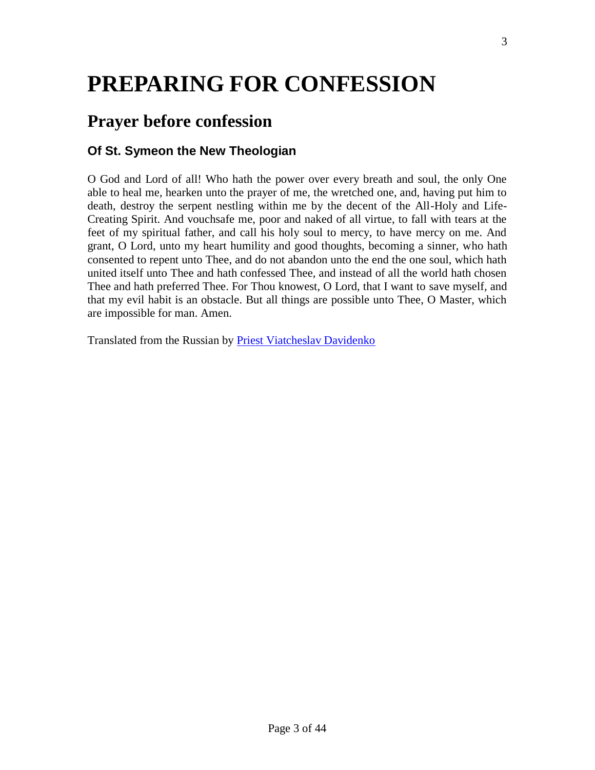# PREPARING FOR CONFESSION

## Prayer before confession

### Of St. Symeon the New Theologian

O God and Lord of all! Who hath the power over every breath and soul, the only One able to heal me, hearken unto the prayer of me, the wretched one, and, having put him to death, destroy the serpent nestling within me by the decent of the All-Holy and Life-Creating Spirit. And vouchsafe me, poor and naked of all virtue, to fall with tears at the feet of my spiritual father, and call his holy soul to mercy, to have mercy on me. And grant, O Lord, unto my heart humility and good thoughts, becoming a sinner, who hath consented to repent unto Thee, and do not abandon unto the end the one soul, which hath united itself unto Thee and hath confessed Thee, and instead of all the world hath chosen Thee and hath preferred Thee. For Thou knowest, O Lord, that I want to save myself, and that my evil habit is an obstacle. But all things are possible unto Thee, O Master, which are impossible for man. Amen.

Translated from the Russian by Priest Viatcheslav Davidenko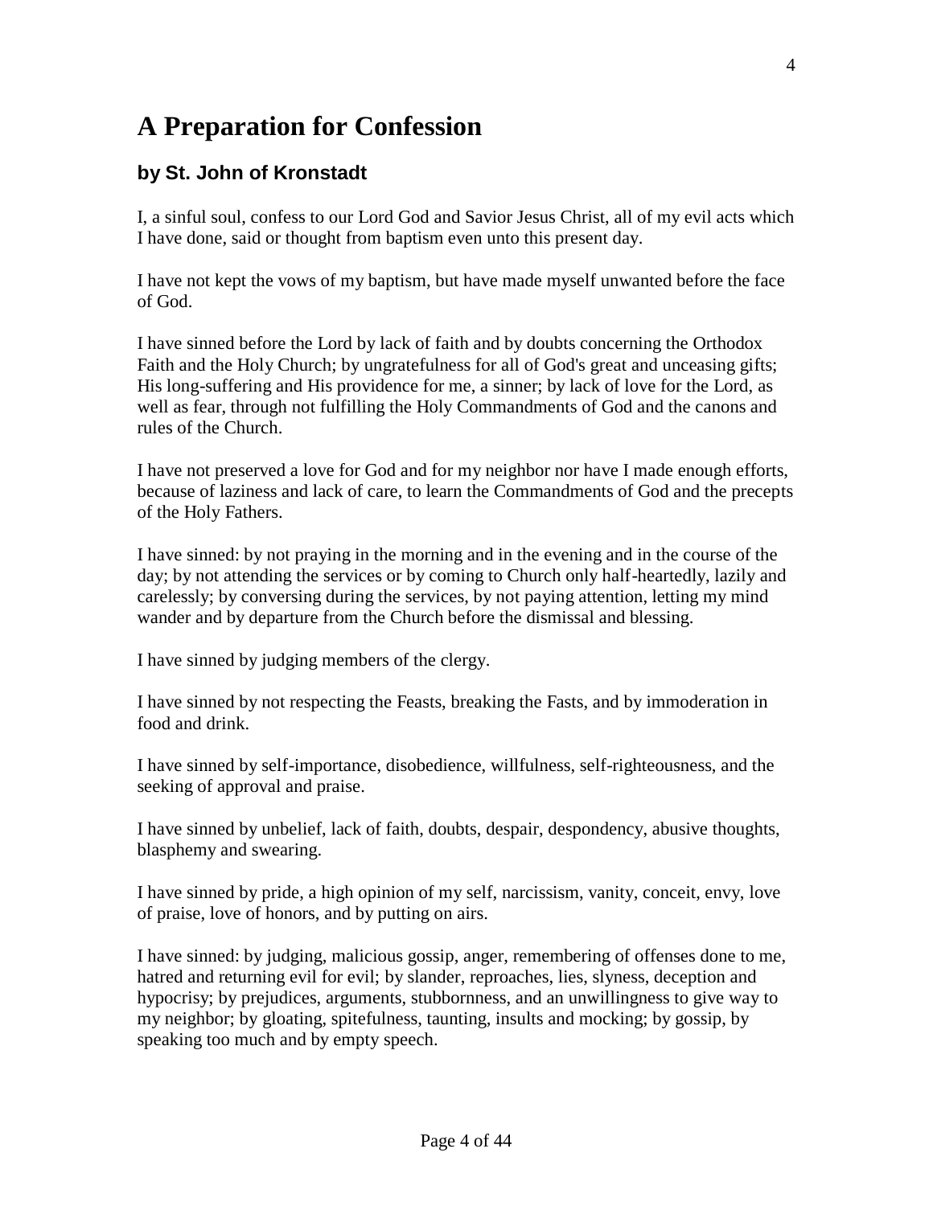# A Preparation for Confession

### by St. John of Kronstadt

I, a sinful soul, confess to our Lord God and Savior Jesus Christ, all of my evil acts which I have done, said or thought from baptism even unto this present day.

I have not kept the vows of my baptism, but have made myself unwanted before the face of God.

I have sinned before the Lord by lack of faith and by doubts concerning the Orthodox Faith and the Holy Church; by ungratefulness for all of God's great and unceasing gifts; His long-suffering and His providence for me, a sinner; by lack of love for the Lord, as well as fear, through not fulfilling the Holy Commandments of God and the canons and rules of the Church.

I have not preserved a love for God and for my neighbor nor have I made enough efforts, because of laziness and lack of care, to learn the Commandments of God and the precepts of the Holy Fathers.

I have sinned: by not praying in the morning and in the evening and in the course of the day; by not attending the services or by coming to Church only half-heartedly, lazily and carelessly; by conversing during the services, by not paying attention, letting my mind wander and by departure from the Church before the dismissal and blessing.

I have sinned by judging members of the clergy.

I have sinned by not respecting the Feasts, breaking the Fasts, and by immoderation in food and drink.

I have sinned by self-importance, disobedience, willfulness, self-righteousness, and the seeking of approval and praise.

I have sinned by unbelief, lack of faith, doubts, despair, despondency, abusive thoughts, blasphemy and swearing.

I have sinned by pride, a high opinion of my self, narcissism, vanity, conceit, envy, love of praise, love of honors, and by putting on airs.

I have sinned: by judging, malicious gossip, anger, remembering of offenses done to me, hatred and returning evil for evil; by slander, reproaches, lies, slyness, deception and hypocrisy; by prejudices, arguments, stubbornness, and an unwillingness to give way to my neighbor; by gloating, spitefulness, taunting, insults and mocking; by gossip, by speaking too much and by empty speech.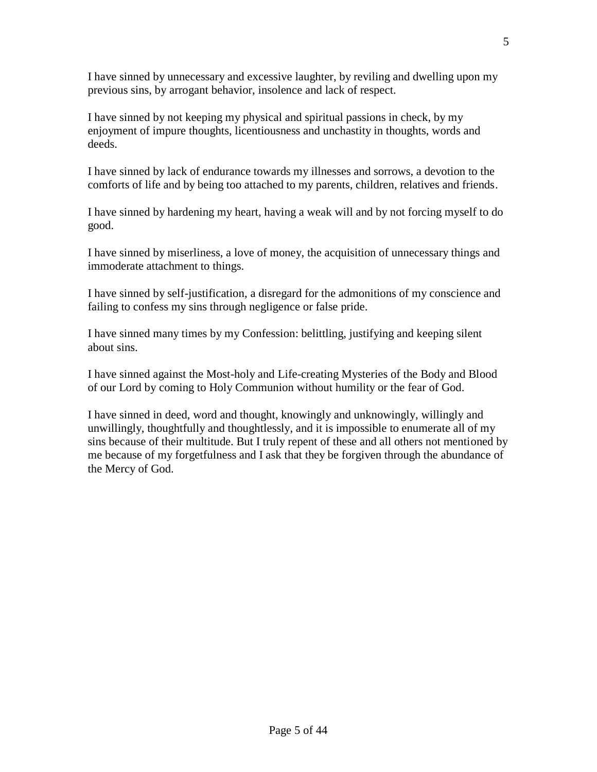I have sinned by unnecessary and excessive laughter, by reviling and dwelling upon my previous sins, by arrogant behavior, insolence and lack of respect.

I have sinned by not keeping my physical and spiritual passions in check, by my enjoyment of impure thoughts, licentiousness and unchastity in thoughts, words and deeds.

I have sinned by lack of endurance towards my illnesses and sorrows, a devotion to the comforts of life and by being too attached to my parents, children, relatives and friends.

I have sinned by hardening my heart, having a weak will and by not forcing myself to do good.

I have sinned by miserliness, a love of money, the acquisition of unnecessary things and immoderate attachment to things.

I have sinned by self-justification, a disregard for the admonitions of my conscience and failing to confess my sins through negligence or false pride.

I have sinned many times by my Confession: belittling, justifying and keeping silent about sins.

I have sinned against the Most-holy and Life-creating Mysteries of the Body and Blood of our Lord by coming to Holy Communion without humility or the fear of God.

I have sinned in deed, word and thought, knowingly and unknowingly, willingly and unwillingly, thoughtfully and thoughtlessly, and it is impossible to enumerate all of my sins because of their multitude. But I truly repent of these and all others not mentioned by me because of my forgetfulness and I ask that they be forgiven through the abundance of the Mercy of God.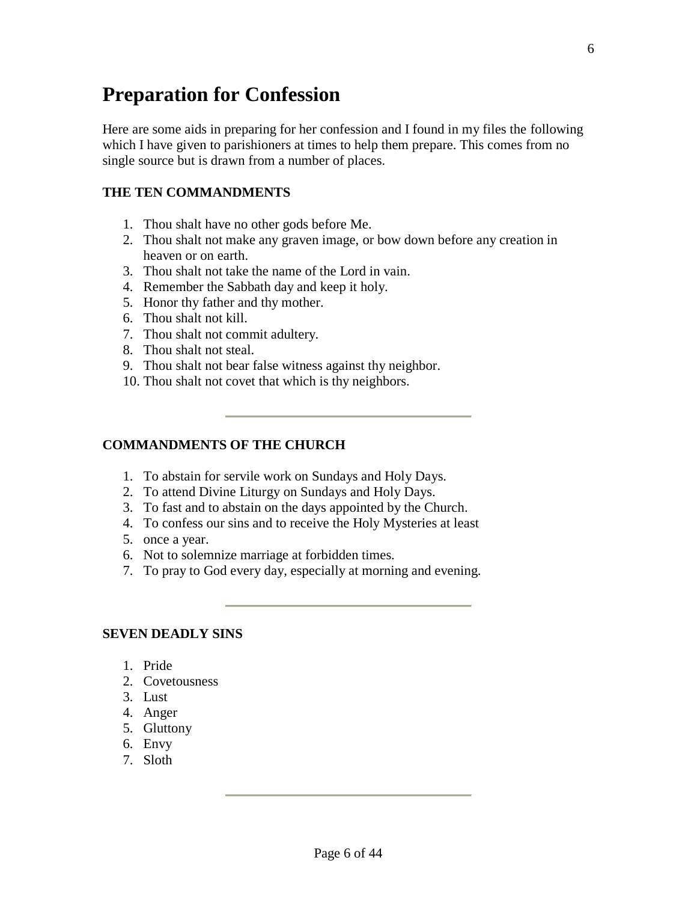# Preparation for Confession

Here are some aids in preparing for her confession and I found in my files the following which I have given to parishioners at times to help them prepare. This comes from no single source but is drawn from a number of places.

**THE TEN COMMANDMENTS**

1. Thou shalt have no other gods before Me.
2. Thou shalt not make any graven image, or bow down before any creation in heaven or on earth.
3. Thou shalt not take the name of the Lord in vain.
4. Remember the Sabbath day and keep it holy.
5. Honor thy father and thy mother.
6. Thou shalt not kill.
7. Thou shalt not commit adultery.
8. Thou shalt not steal.
9. Thou shalt not bear false witness against thy neighbor.
10. Thou shalt not covet that which is thy neighbors.

---

**COMMANDMENTS OF THE CHURCH**

1. To abstain for servile work on Sundays and Holy Days.
2. To attend Divine Liturgy on Sundays and Holy Days.
3. To fast and to abstain on the days appointed by the Church.
4. To confess our sins and to receive the Holy Mysteries at least
5. once a year.
6. Not to solemnize marriage at forbidden times.
7. To pray to God every day, especially at morning and evening.

---

**SEVEN DEADLY SINS**

1. Pride
2. Covetousness
3. Lust
4. Anger
5. Gluttony
6. Envy
7. Sloth

---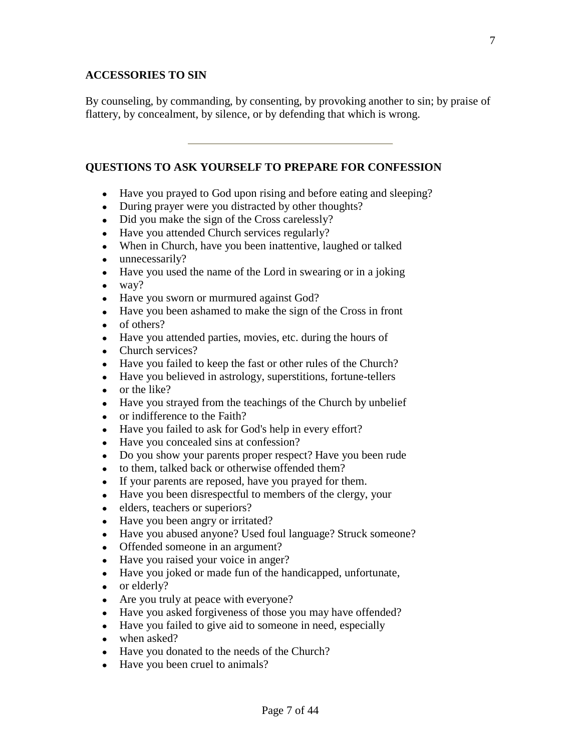## ACCESSORIES TO SIN

By counseling, by commanding, by consenting, by provoking another to sin; by praise of flattery, by concealment, by silence, or by defending that which is wrong.

---

## QUESTIONS TO ASK YOURSELF TO PREPARE FOR CONFESSION

- Have you prayed to God upon rising and before eating and sleeping?
- During prayer were you distracted by other thoughts?
- Did you make the sign of the Cross carelessly?
- Have you attended Church services regularly?
- When in Church, have you been inattentive, laughed or talked
- unnecessarily?
- Have you used the name of the Lord in swearing or in a joking
- way?
- Have you sworn or murmured against God?
- Have you been ashamed to make the sign of the Cross in front
- of others?
- Have you attended parties, movies, etc. during the hours of
- Church services?
- Have you failed to keep the fast or other rules of the Church?
- Have you believed in astrology, superstitions, fortune-tellers
- or the like?
- Have you strayed from the teachings of the Church by unbelief
- or indifference to the Faith?
- Have you failed to ask for God's help in every effort?
- Have you concealed sins at confession?
- Do you show your parents proper respect? Have you been rude
- to them, talked back or otherwise offended them?
- If your parents are reposed, have you prayed for them.
- Have you been disrespectful to members of the clergy, your
- elders, teachers or superiors?
- Have you been angry or irritated?
- Have you abused anyone? Used foul language? Struck someone?
- Offended someone in an argument?
- Have you raised your voice in anger?
- Have you joked or made fun of the handicapped, unfortunate,
- or elderly?
- Are you truly at peace with everyone?
- Have you asked forgiveness of those you may have offended?
- Have you failed to give aid to someone in need, especially
- when asked?
- Have you donated to the needs of the Church?
- Have you been cruel to animals?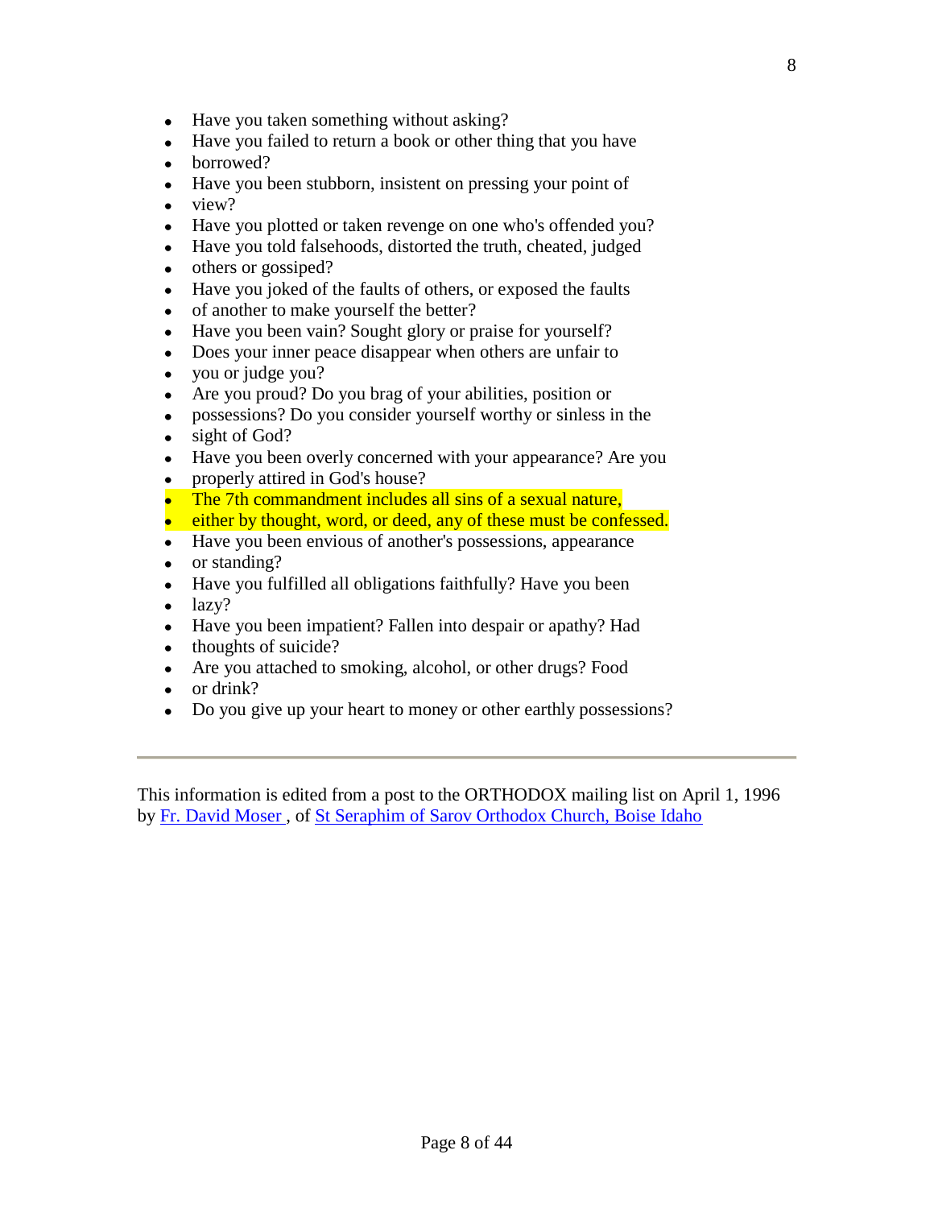- Have you taken something without asking?
- Have you failed to return a book or other thing that you have
- borrowed?
- Have you been stubborn, insistent on pressing your point of
- view?
- Have you plotted or taken revenge on one who's offended you?
- Have you told falsehoods, distorted the truth, cheated, judged
- others or gossiped?
- Have you joked of the faults of others, or exposed the faults
- of another to make yourself the better?
- Have you been vain? Sought glory or praise for yourself?
- Does your inner peace disappear when others are unfair to
- you or judge you?
- Are you proud? Do you brag of your abilities, position or
- possessions? Do you consider yourself worthy or sinless in the
- sight of God?
- Have you been overly concerned with your appearance? Are you
- properly attired in God's house?
- The 7th commandment includes all sins of a sexual nature,
- either by thought, word, or deed, any of these must be confessed.
- Have you been envious of another's possessions, appearance
- or standing?
- Have you fulfilled all obligations faithfully? Have you been
- lazy?
- Have you been impatient? Fallen into despair or apathy? Had
- thoughts of suicide?
- Are you attached to smoking, alcohol, or other drugs? Food
- or drink?
- Do you give up your heart to money or other earthly possessions?

---

This information is edited from a post to the ORTHODOX mailing list on April 1, 1996 by Fr. David Moser , of St Seraphim of Sarov Orthodox Church, Boise Idaho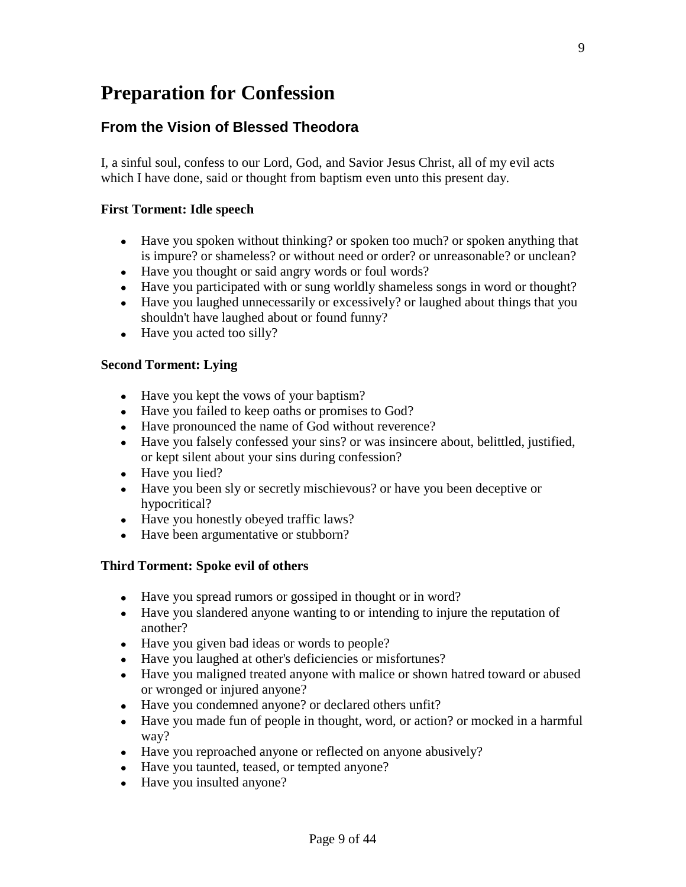# Preparation for Confession

## From the Vision of Blessed Theodora

I, a sinful soul, confess to our Lord, God, and Savior Jesus Christ, all of my evil acts which I have done, said or thought from baptism even unto this present day.

**First Torment: Idle speech**

- Have you spoken without thinking? or spoken too much? or spoken anything that is impure? or shameless? or without need or order? or unreasonable? or unclean?
- Have you thought or said angry words or foul words?
- Have you participated with or sung worldly shameless songs in word or thought?
- Have you laughed unnecessarily or excessively? or laughed about things that you shouldn't have laughed about or found funny?
- Have you acted too silly?

**Second Torment: Lying**

- Have you kept the vows of your baptism?
- Have you failed to keep oaths or promises to God?
- Have pronounced the name of God without reverence?
- Have you falsely confessed your sins? or was insincere about, belittled, justified, or kept silent about your sins during confession?
- Have you lied?
- Have you been sly or secretly mischievous? or have you been deceptive or hypocritical?
- Have you honestly obeyed traffic laws?
- Have been argumentative or stubborn?

**Third Torment: Spoke evil of others**

- Have you spread rumors or gossiped in thought or in word?
- Have you slandered anyone wanting to or intending to injure the reputation of another?
- Have you given bad ideas or words to people?
- Have you laughed at other's deficiencies or misfortunes?
- Have you maligned treated anyone with malice or shown hatred toward or abused or wronged or injured anyone?
- Have you condemned anyone? or declared others unfit?
- Have you made fun of people in thought, word, or action? or mocked in a harmful way?
- Have you reproached anyone or reflected on anyone abusively?
- Have you taunted, teased, or tempted anyone?
- Have you insulted anyone?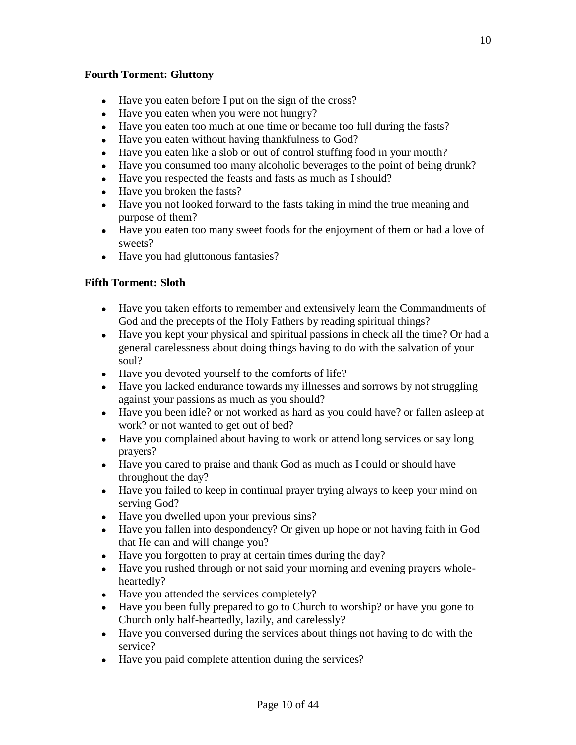**Fourth Torment: Gluttony**

- Have you eaten before I put on the sign of the cross?
- Have you eaten when you were not hungry?
- Have you eaten too much at one time or became too full during the fasts?
- Have you eaten without having thankfulness to God?
- Have you eaten like a slob or out of control stuffing food in your mouth?
- Have you consumed too many alcoholic beverages to the point of being drunk?
- Have you respected the feasts and fasts as much as I should?
- Have you broken the fasts?
- Have you not looked forward to the fasts taking in mind the true meaning and purpose of them?
- Have you eaten too many sweet foods for the enjoyment of them or had a love of sweets?
- Have you had gluttonous fantasies?

**Fifth Torment: Sloth**

- Have you taken efforts to remember and extensively learn the Commandments of God and the precepts of the Holy Fathers by reading spiritual things?
- Have you kept your physical and spiritual passions in check all the time? Or had a general carelessness about doing things having to do with the salvation of your soul?
- Have you devoted yourself to the comforts of life?
- Have you lacked endurance towards my illnesses and sorrows by not struggling against your passions as much as you should?
- Have you been idle? or not worked as hard as you could have? or fallen asleep at work? or not wanted to get out of bed?
- Have you complained about having to work or attend long services or say long prayers?
- Have you cared to praise and thank God as much as I could or should have throughout the day?
- Have you failed to keep in continual prayer trying always to keep your mind on serving God?
- Have you dwelled upon your previous sins?
- Have you fallen into despondency? Or given up hope or not having faith in God that He can and will change you?
- Have you forgotten to pray at certain times during the day?
- Have you rushed through or not said your morning and evening prayers whole-heartedly?
- Have you attended the services completely?
- Have you been fully prepared to go to Church to worship? or have you gone to Church only half-heartedly, lazily, and carelessly?
- Have you conversed during the services about things not having to do with the service?
- Have you paid complete attention during the services?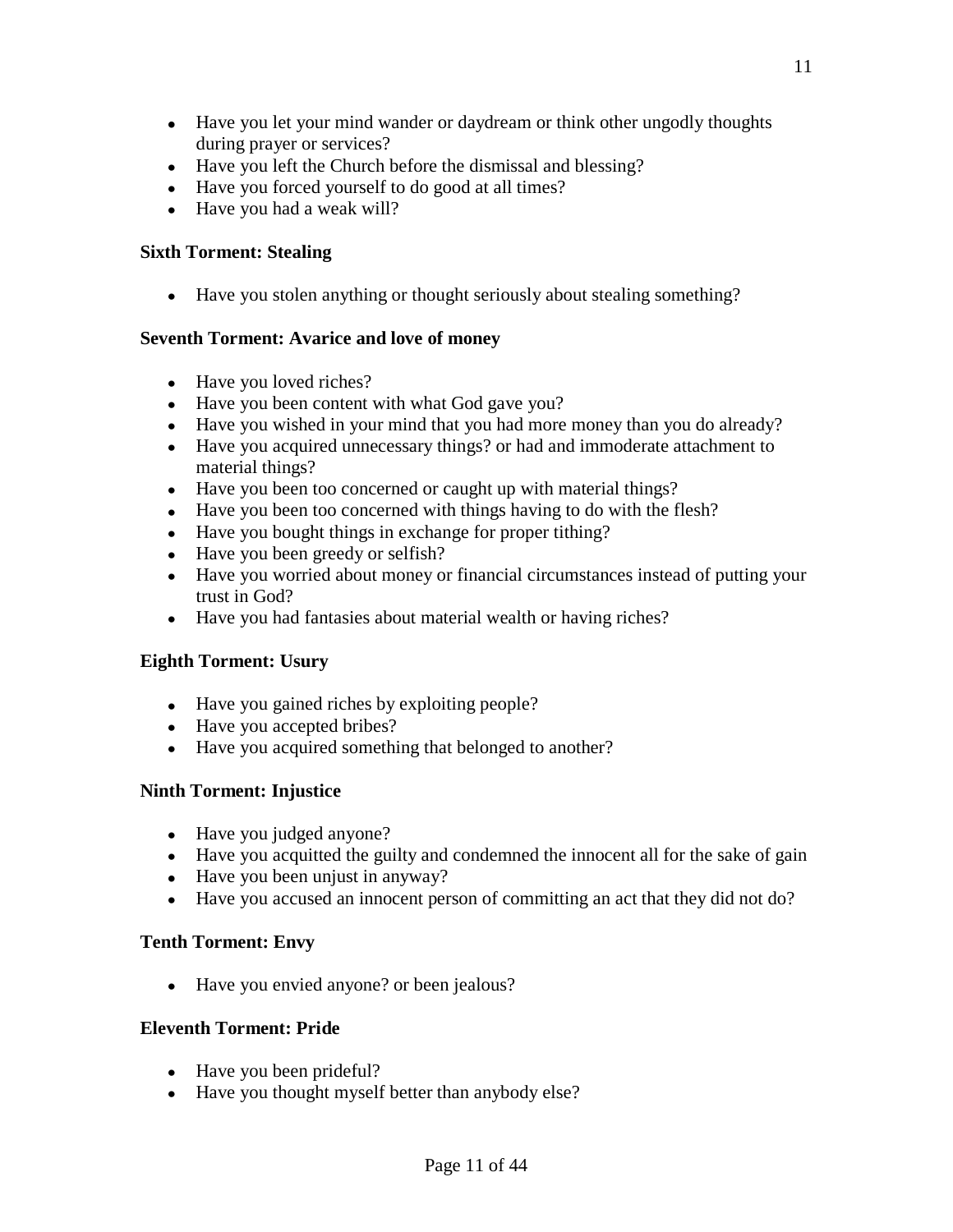- Have you let your mind wander or daydream or think other ungodly thoughts during prayer or services?
- Have you left the Church before the dismissal and blessing?
- Have you forced yourself to do good at all times?
- Have you had a weak will?

**Sixth Torment: Stealing**

- Have you stolen anything or thought seriously about stealing something?

**Seventh Torment: Avarice and love of money**

- Have you loved riches?
- Have you been content with what God gave you?
- Have you wished in your mind that you had more money than you do already?
- Have you acquired unnecessary things? or had and immoderate attachment to material things?
- Have you been too concerned or caught up with material things?
- Have you been too concerned with things having to do with the flesh?
- Have you bought things in exchange for proper tithing?
- Have you been greedy or selfish?
- Have you worried about money or financial circumstances instead of putting your trust in God?
- Have you had fantasies about material wealth or having riches?

**Eighth Torment: Usury**

- Have you gained riches by exploiting people?
- Have you accepted bribes?
- Have you acquired something that belonged to another?

**Ninth Torment: Injustice**

- Have you judged anyone?
- Have you acquitted the guilty and condemned the innocent all for the sake of gain
- Have you been unjust in anyway?
- Have you accused an innocent person of committing an act that they did not do?

**Tenth Torment: Envy**

- Have you envied anyone? or been jealous?

**Eleventh Torment: Pride**

- Have you been prideful?
- Have you thought myself better than anybody else?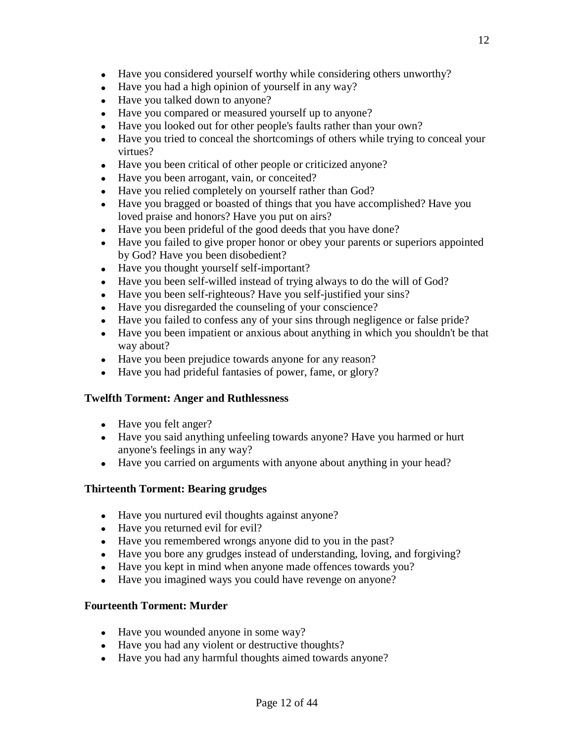- Have you considered yourself worthy while considering others unworthy?
- Have you had a high opinion of yourself in any way?
- Have you talked down to anyone?
- Have you compared or measured yourself up to anyone?
- Have you looked out for other people's faults rather than your own?
- Have you tried to conceal the shortcomings of others while trying to conceal your virtues?
- Have you been critical of other people or criticized anyone?
- Have you been arrogant, vain, or conceited?
- Have you relied completely on yourself rather than God?
- Have you bragged or boasted of things that you have accomplished? Have you loved praise and honors? Have you put on airs?
- Have you been prideful of the good deeds that you have done?
- Have you failed to give proper honor or obey your parents or superiors appointed by God? Have you been disobedient?
- Have you thought yourself self-important?
- Have you been self-willed instead of trying always to do the will of God?
- Have you been self-righteous? Have you self-justified your sins?
- Have you disregarded the counseling of your conscience?
- Have you failed to confess any of your sins through negligence or false pride?
- Have you been impatient or anxious about anything in which you shouldn't be that way about?
- Have you been prejudice towards anyone for any reason?
- Have you had prideful fantasies of power, fame, or glory?

**Twelfth Torment: Anger and Ruthlessness**

- Have you felt anger?
- Have you said anything unfeeling towards anyone? Have you harmed or hurt anyone's feelings in any way?
- Have you carried on arguments with anyone about anything in your head?

**Thirteenth Torment: Bearing grudges**

- Have you nurtured evil thoughts against anyone?
- Have you returned evil for evil?
- Have you remembered wrongs anyone did to you in the past?
- Have you bore any grudges instead of understanding, loving, and forgiving?
- Have you kept in mind when anyone made offences towards you?
- Have you imagined ways you could have revenge on anyone?

**Fourteenth Torment: Murder**

- Have you wounded anyone in some way?
- Have you had any violent or destructive thoughts?
- Have you had any harmful thoughts aimed towards anyone?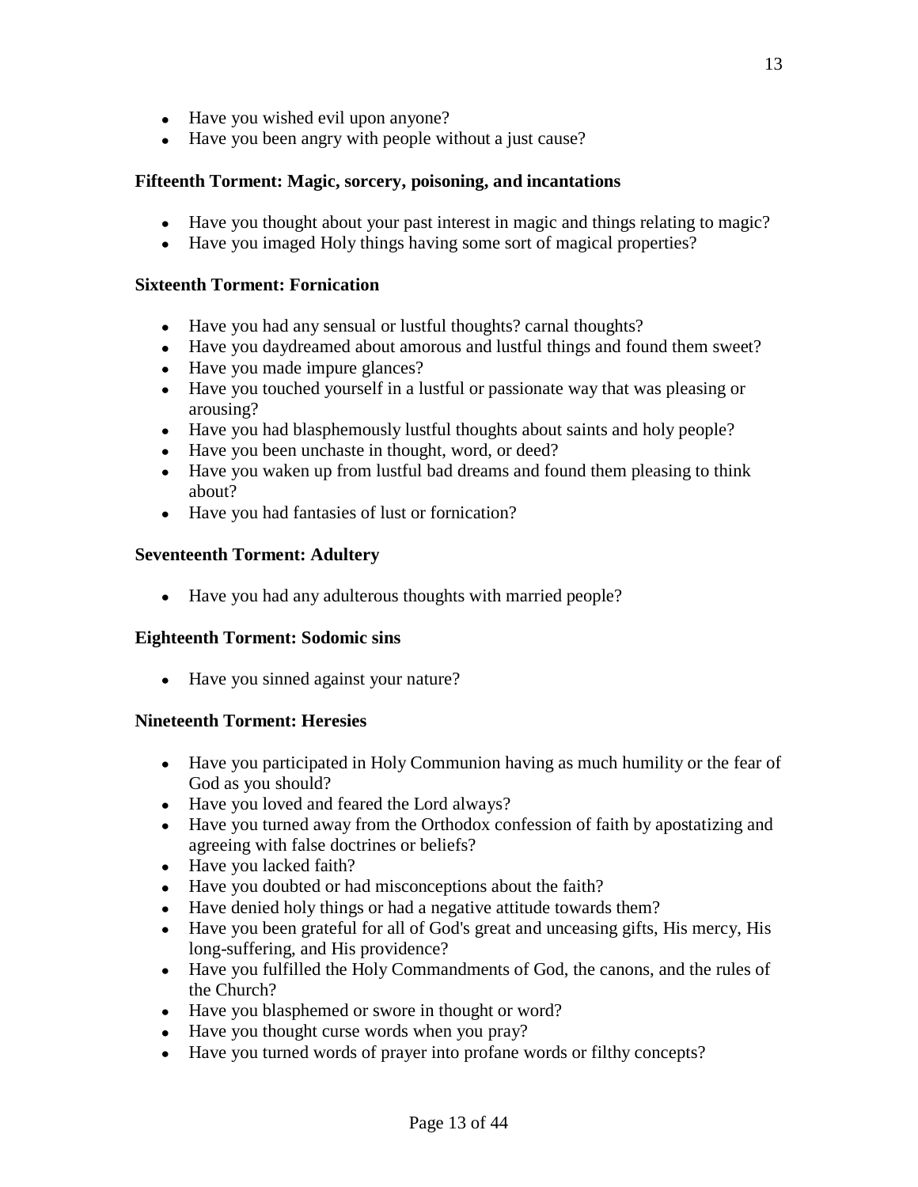- Have you wished evil upon anyone?
- Have you been angry with people without a just cause?

**Fifteenth Torment: Magic, sorcery, poisoning, and incantations**

- Have you thought about your past interest in magic and things relating to magic?
- Have you imaged Holy things having some sort of magical properties?

**Sixteenth Torment: Fornication**

- Have you had any sensual or lustful thoughts? carnal thoughts?
- Have you daydreamed about amorous and lustful things and found them sweet?
- Have you made impure glances?
- Have you touched yourself in a lustful or passionate way that was pleasing or arousing?
- Have you had blasphemously lustful thoughts about saints and holy people?
- Have you been unchaste in thought, word, or deed?
- Have you waken up from lustful bad dreams and found them pleasing to think about?
- Have you had fantasies of lust or fornication?

**Seventeenth Torment: Adultery**

- Have you had any adulterous thoughts with married people?

**Eighteenth Torment: Sodomic sins**

- Have you sinned against your nature?

**Nineteenth Torment: Heresies**

- Have you participated in Holy Communion having as much humility or the fear of God as you should?
- Have you loved and feared the Lord always?
- Have you turned away from the Orthodox confession of faith by apostatizing and agreeing with false doctrines or beliefs?
- Have you lacked faith?
- Have you doubted or had misconceptions about the faith?
- Have denied holy things or had a negative attitude towards them?
- Have you been grateful for all of God's great and unceasing gifts, His mercy, His long-suffering, and His providence?
- Have you fulfilled the Holy Commandments of God, the canons, and the rules of the Church?
- Have you blasphemed or swore in thought or word?
- Have you thought curse words when you pray?
- Have you turned words of prayer into profane words or filthy concepts?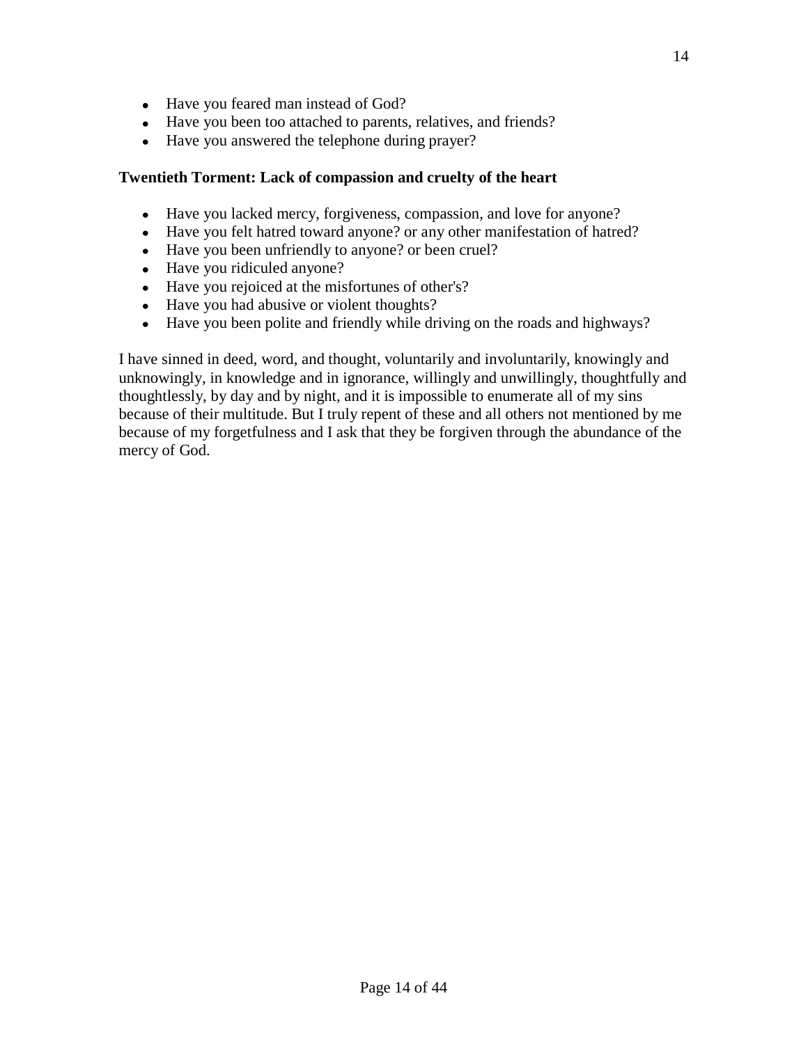- Have you feared man instead of God?
- Have you been too attached to parents, relatives, and friends?
- Have you answered the telephone during prayer?

**Twentieth Torment: Lack of compassion and cruelty of the heart**

- Have you lacked mercy, forgiveness, compassion, and love for anyone?
- Have you felt hatred toward anyone? or any other manifestation of hatred?
- Have you been unfriendly to anyone? or been cruel?
- Have you ridiculed anyone?
- Have you rejoiced at the misfortunes of other's?
- Have you had abusive or violent thoughts?
- Have you been polite and friendly while driving on the roads and highways?

I have sinned in deed, word, and thought, voluntarily and involuntarily, knowingly and unknowingly, in knowledge and in ignorance, willingly and unwillingly, thoughtfully and thoughtlessly, by day and by night, and it is impossible to enumerate all of my sins because of their multitude. But I truly repent of these and all others not mentioned by me because of my forgetfulness and I ask that they be forgiven through the abundance of the mercy of God.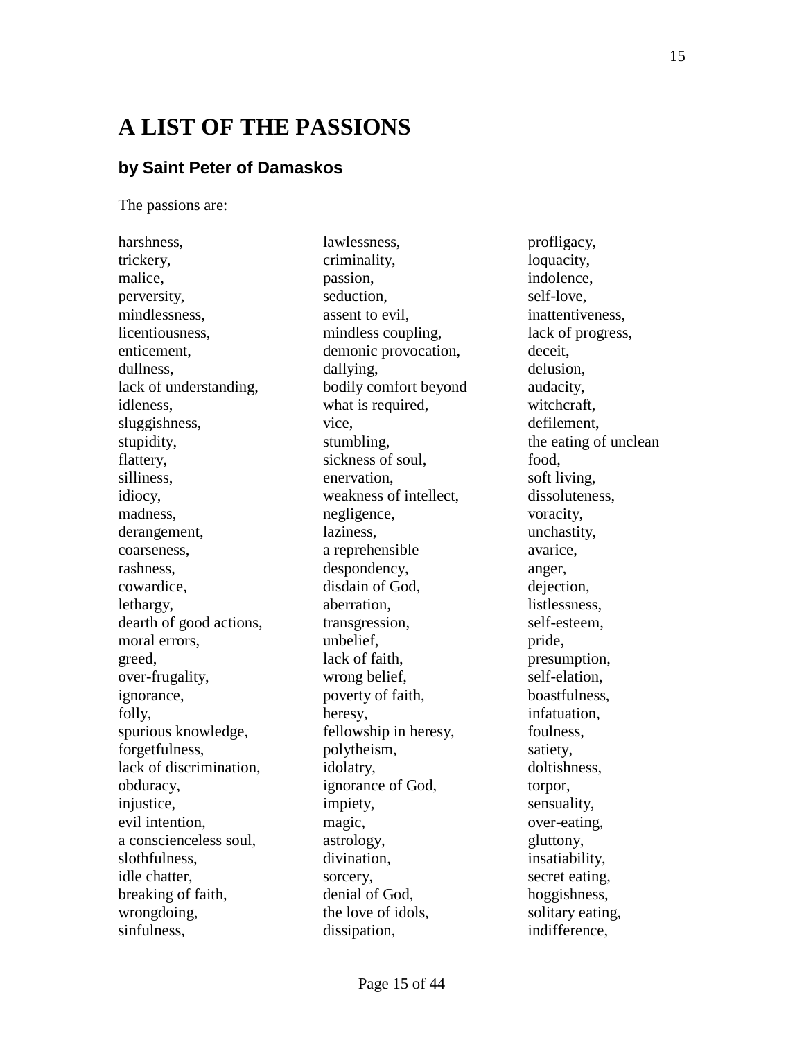# A LIST OF THE PASSIONS

## by Saint Peter of Damaskos

The passions are:

harshness,
trickery,
malice,
perversity,
mindlessness,
licentiousness,
enticement,
dullness,
lack of understanding,
idleness,
sluggishness,
stupidity,
flattery,
silliness,
idiocy,
madness,
derangement,
coarseness,
rashness,
cowardice,
lethargy,
dearth of good actions,
moral errors,
greed,
over-frugality,
ignorance,
folly,
spurious knowledge,
forgetfulness,
lack of discrimination,
obduracy,
injustice,
evil intention,
a conscienceless soul,
slothfulness,
idle chatter,
breaking of faith,
wrongdoing,
sinfulness,
lawlessness,
criminality,
passion,
seduction,
assent to evil,
mindless coupling,
demonic provocation,
dallying,
bodily comfort beyond what is required,
vice,
stumbling,
sickness of soul,
enervation,
weakness of intellect,
negligence,
laziness,
a reprehensible despondency,
disdain of God,
aberration,
transgression,
unbelief,
lack of faith,
wrong belief,
poverty of faith,
heresy,
fellowship in heresy,
polytheism,
idolatry,
ignorance of God,
impiety,
magic,
astrology,
divination,
sorcery,
denial of God,
the love of idols,
dissipation,
profligacy,
loquacity,
indolence,
self-love,
inattentiveness,
lack of progress,
deceit,
delusion,
audacity,
witchcraft,
defilement,
the eating of unclean food,
soft living,
dissoluteness,
voracity,
unchastity,
avarice,
anger,
dejection,
listlessness,
self-esteem,
pride,
presumption,
self-elation,
boastfulness,
infatuation,
foulness,
satiety,
doltishness,
torpor,
sensuality,
over-eating,
gluttony,
insatiability,
secret eating,
hoggishness,
solitary eating,
indifference,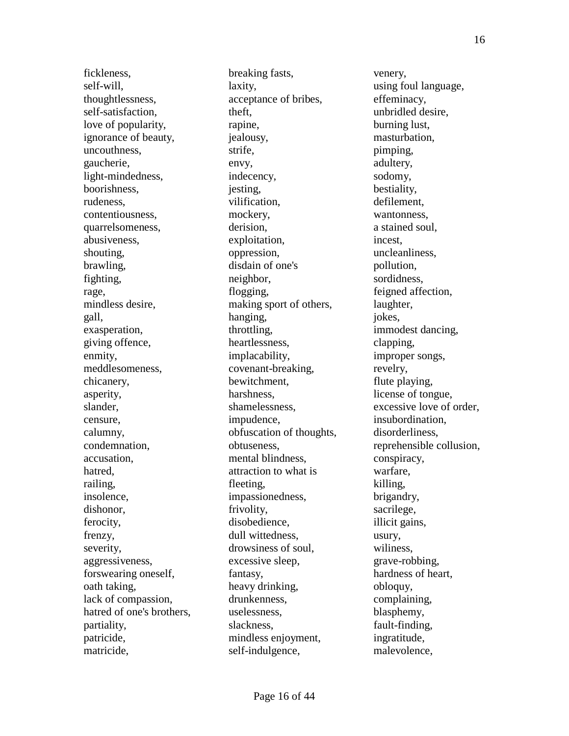fickleness,
self-will,
thoughtlessness,
self-satisfaction,
love of popularity,
ignorance of beauty,
uncouthness,
gaucherie,
light-mindedness,
boorishness,
rudeness,
contentiousness,
quarrelsomeness,
abusiveness,
shouting,
brawling,
fighting,
rage,
mindless desire,
gall,
exasperation,
giving offence,
enmity,
meddlesomeness,
chicanery,
asperity,
slander,
censure,
calumny,
condemnation,
accusation,
hatred,
railing,
insolence,
dishonor,
ferocity,
frenzy,
severity,
aggressiveness,
forswearing oneself,
oath taking,
lack of compassion,
hatred of one's brothers,
partiality,
patricide,
matricide,
breaking fasts,
laxity,
acceptance of bribes,
theft,
rapine,
jealousy,
strife,
envy,
indecency,
jesting,
vilification,
mockery,
derision,
exploitation,
oppression,
disdain of one's neighbor,
flogging,
making sport of others,
hanging,
throttling,
heartlessness,
implacability,
covenant-breaking,
bewitchment,
harshness,
shamelessness,
impudence,
obfuscation of thoughts,
obtuseness,
mental blindness,
attraction to what is fleeting,
impassionedness,
frivolity,
disobedience,
dull wittedness,
drowsiness of soul,
excessive sleep,
fantasy,
heavy drinking,
drunkenness,
uselessness,
slackness,
mindless enjoyment,
self-indulgence,
venery,
using foul language,
effeminacy,
unbridled desire,
burning lust,
masturbation,
pimping,
adultery,
sodomy,
bestiality,
defilement,
wantonness,
a stained soul,
incest,
uncleanliness,
pollution,
sordidness,
feigned affection,
laughter,
jokes,
immodest dancing,
clapping,
improper songs,
revelry,
flute playing,
license of tongue,
excessive love of order,
insubordination,
disorderliness,
reprehensible collusion,
conspiracy,
warfare,
killing,
brigandry,
sacrilege,
illicit gains,
usury,
wiliness,
grave-robbing,
hardness of heart,
obloquy,
complaining,
blasphemy,
fault-finding,
ingratitude,
malevolence,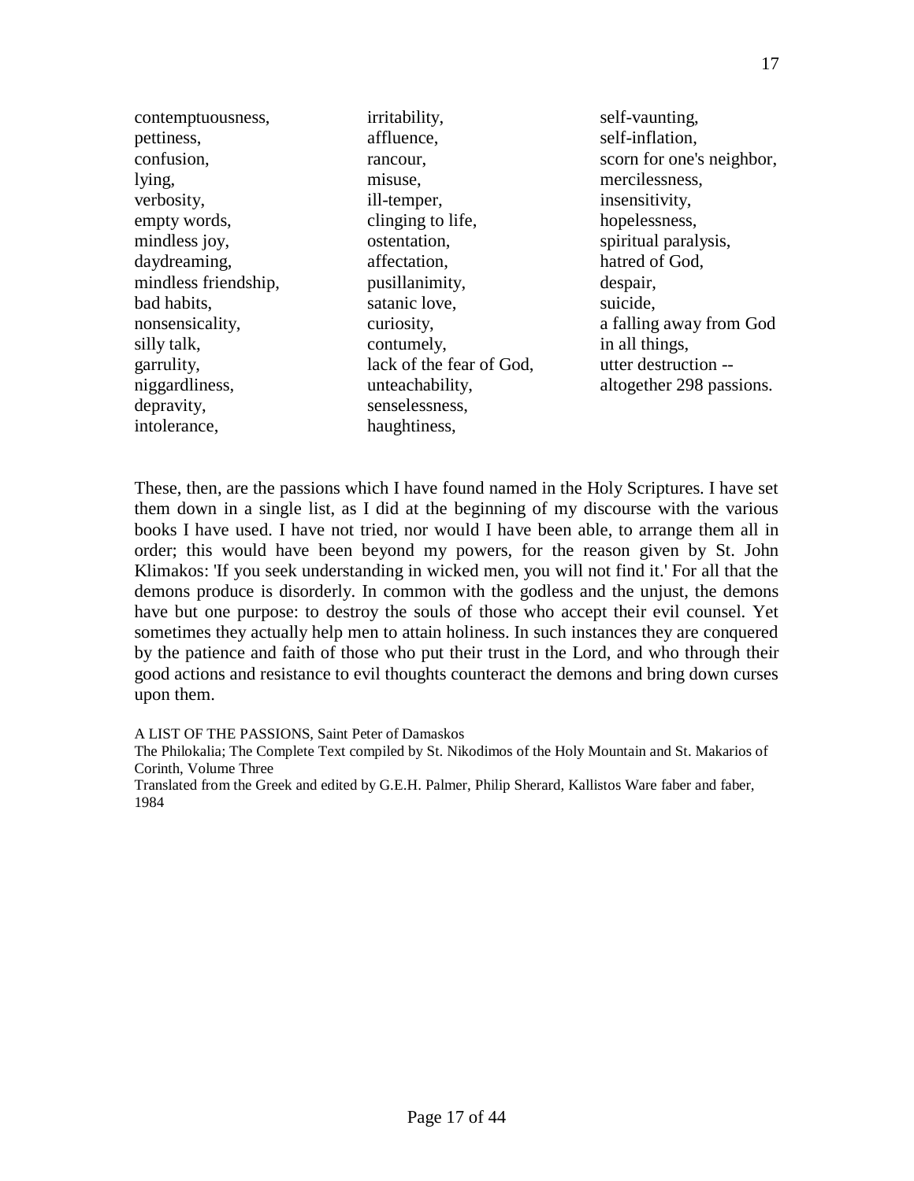contemptuousness,
pettiness,
confusion,
lying,
verbosity,
empty words,
mindless joy,
daydreaming,
mindless friendship,
bad habits,
nonsensicality,
silly talk,
garrulity,
niggardliness,
depravity,
intolerance,
irritability,
affluence,
rancour,
misuse,
ill-temper,
clinging to life,
ostentation,
affectation,
pusillanimity,
satanic love,
curiosity,
contumely,
lack of the fear of God,
unteachability,
senselessness,
haughtiness,
self-vaunting,
self-inflation,
scorn for one's neighbor,
mercilessness,
insensitivity,
hopelessness,
spiritual paralysis,
hatred of God,
despair,
suicide,
a falling away from God in all things,
utter destruction --
altogether 298 passions.

These, then, are the passions which I have found named in the Holy Scriptures. I have set them down in a single list, as I did at the beginning of my discourse with the various books I have used. I have not tried, nor would I have been able, to arrange them all in order; this would have been beyond my powers, for the reason given by St. John Klimakos: 'If you seek understanding in wicked men, you will not find it.' For all that the demons produce is disorderly. In common with the godless and the unjust, the demons have but one purpose: to destroy the souls of those who accept their evil counsel. Yet sometimes they actually help men to attain holiness. In such instances they are conquered by the patience and faith of those who put their trust in the Lord, and who through their good actions and resistance to evil thoughts counteract the demons and bring down curses upon them.

A LIST OF THE PASSIONS, Saint Peter of Damaskos
The Philokalia; The Complete Text compiled by St. Nikodimos of the Holy Mountain and St. Makarios of Corinth, Volume Three
Translated from the Greek and edited by G.E.H. Palmer, Philip Sherard, Kallistos Ware faber and faber, 1984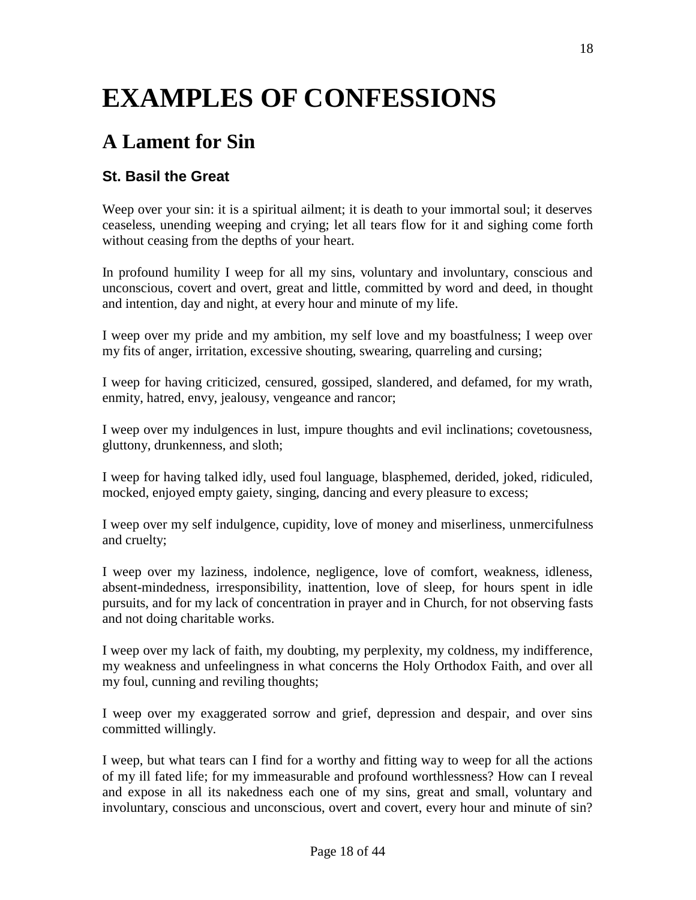# EXAMPLES OF CONFESSIONS

## A Lament for Sin

### St. Basil the Great

Weep over your sin: it is a spiritual ailment; it is death to your immortal soul; it deserves ceaseless, unending weeping and crying; let all tears flow for it and sighing come forth without ceasing from the depths of your heart.

In profound humility I weep for all my sins, voluntary and involuntary, conscious and unconscious, covert and overt, great and little, committed by word and deed, in thought and intention, day and night, at every hour and minute of my life.

I weep over my pride and my ambition, my self love and my boastfulness; I weep over my fits of anger, irritation, excessive shouting, swearing, quarreling and cursing;

I weep for having criticized, censured, gossiped, slandered, and defamed, for my wrath, enmity, hatred, envy, jealousy, vengeance and rancor;

I weep over my indulgences in lust, impure thoughts and evil inclinations; covetousness, gluttony, drunkenness, and sloth;

I weep for having talked idly, used foul language, blasphemed, derided, joked, ridiculed, mocked, enjoyed empty gaiety, singing, dancing and every pleasure to excess;

I weep over my self indulgence, cupidity, love of money and miserliness, unmercifulness and cruelty;

I weep over my laziness, indolence, negligence, love of comfort, weakness, idleness, absent-mindedness, irresponsibility, inattention, love of sleep, for hours spent in idle pursuits, and for my lack of concentration in prayer and in Church, for not observing fasts and not doing charitable works.

I weep over my lack of faith, my doubting, my perplexity, my coldness, my indifference, my weakness and unfeelingness in what concerns the Holy Orthodox Faith, and over all my foul, cunning and reviling thoughts;

I weep over my exaggerated sorrow and grief, depression and despair, and over sins committed willingly.

I weep, but what tears can I find for a worthy and fitting way to weep for all the actions of my ill fated life; for my immeasurable and profound worthlessness? How can I reveal and expose in all its nakedness each one of my sins, great and small, voluntary and involuntary, conscious and unconscious, overt and covert, every hour and minute of sin?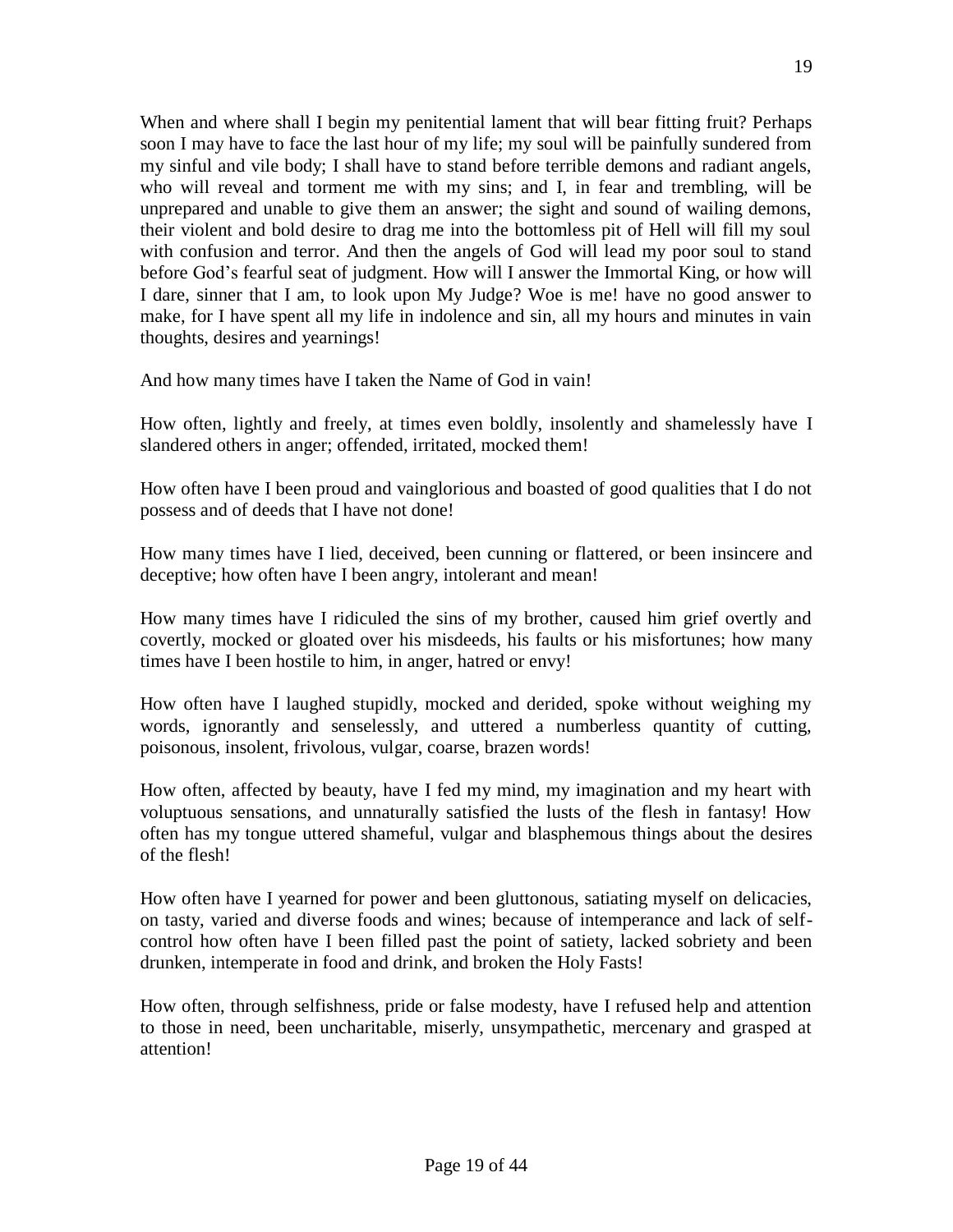When and where shall I begin my penitential lament that will bear fitting fruit? Perhaps soon I may have to face the last hour of my life; my soul will be painfully sundered from my sinful and vile body; I shall have to stand before terrible demons and radiant angels, who will reveal and torment me with my sins; and I, in fear and trembling, will be unprepared and unable to give them an answer; the sight and sound of wailing demons, their violent and bold desire to drag me into the bottomless pit of Hell will fill my soul with confusion and terror. And then the angels of God will lead my poor soul to stand before God's fearful seat of judgment. How will I answer the Immortal King, or how will I dare, sinner that I am, to look upon My Judge? Woe is me! have no good answer to make, for I have spent all my life in indolence and sin, all my hours and minutes in vain thoughts, desires and yearnings!

And how many times have I taken the Name of God in vain!

How often, lightly and freely, at times even boldly, insolently and shamelessly have I slandered others in anger; offended, irritated, mocked them!

How often have I been proud and vainglorious and boasted of good qualities that I do not possess and of deeds that I have not done!

How many times have I lied, deceived, been cunning or flattered, or been insincere and deceptive; how often have I been angry, intolerant and mean!

How many times have I ridiculed the sins of my brother, caused him grief overtly and covertly, mocked or gloated over his misdeeds, his faults or his misfortunes; how many times have I been hostile to him, in anger, hatred or envy!

How often have I laughed stupidly, mocked and derided, spoke without weighing my words, ignorantly and senselessly, and uttered a numberless quantity of cutting, poisonous, insolent, frivolous, vulgar, coarse, brazen words!

How often, affected by beauty, have I fed my mind, my imagination and my heart with voluptuous sensations, and unnaturally satisfied the lusts of the flesh in fantasy! How often has my tongue uttered shameful, vulgar and blasphemous things about the desires of the flesh!

How often have I yearned for power and been gluttonous, satiating myself on delicacies, on tasty, varied and diverse foods and wines; because of intemperance and lack of self-control how often have I been filled past the point of satiety, lacked sobriety and been drunken, intemperate in food and drink, and broken the Holy Fasts!

How often, through selfishness, pride or false modesty, have I refused help and attention to those in need, been uncharitable, miserly, unsympathetic, mercenary and grasped at attention!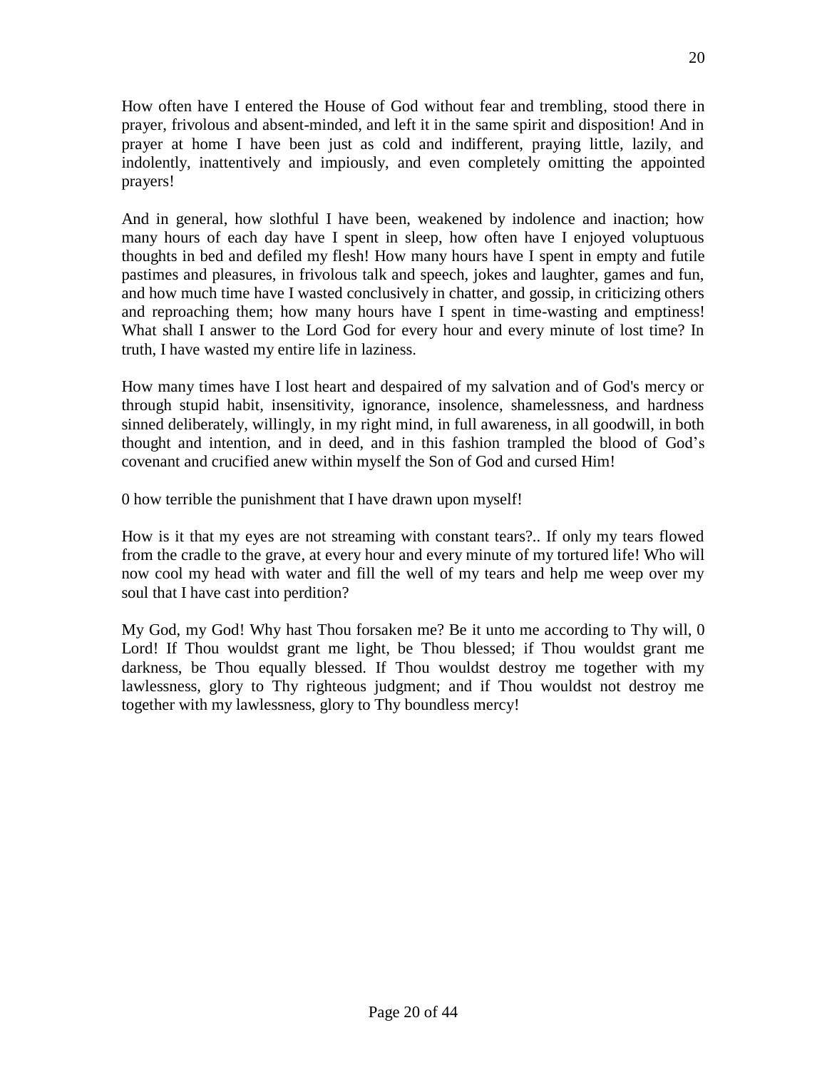How often have I entered the House of God without fear and trembling, stood there in prayer, frivolous and absent-minded, and left it in the same spirit and disposition! And in prayer at home I have been just as cold and indifferent, praying little, lazily, and indolently, inattentively and impiously, and even completely omitting the appointed prayers!

And in general, how slothful I have been, weakened by indolence and inaction; how many hours of each day have I spent in sleep, how often have I enjoyed voluptuous thoughts in bed and defiled my flesh! How many hours have I spent in empty and futile pastimes and pleasures, in frivolous talk and speech, jokes and laughter, games and fun, and how much time have I wasted conclusively in chatter, and gossip, in criticizing others and reproaching them; how many hours have I spent in time-wasting and emptiness! What shall I answer to the Lord God for every hour and every minute of lost time? In truth, I have wasted my entire life in laziness.

How many times have I lost heart and despaired of my salvation and of God's mercy or through stupid habit, insensitivity, ignorance, insolence, shamelessness, and hardness sinned deliberately, willingly, in my right mind, in full awareness, in all goodwill, in both thought and intention, and in deed, and in this fashion trampled the blood of God’s covenant and crucified anew within myself the Son of God and cursed Him!

0 how terrible the punishment that I have drawn upon myself!

How is it that my eyes are not streaming with constant tears?.. If only my tears flowed from the cradle to the grave, at every hour and every minute of my tortured life! Who will now cool my head with water and fill the well of my tears and help me weep over my soul that I have cast into perdition?

My God, my God! Why hast Thou forsaken me? Be it unto me according to Thy will, 0 Lord! If Thou wouldst grant me light, be Thou blessed; if Thou wouldst grant me darkness, be Thou equally blessed. If Thou wouldst destroy me together with my lawlessness, glory to Thy righteous judgment; and if Thou wouldst not destroy me together with my lawlessness, glory to Thy boundless mercy!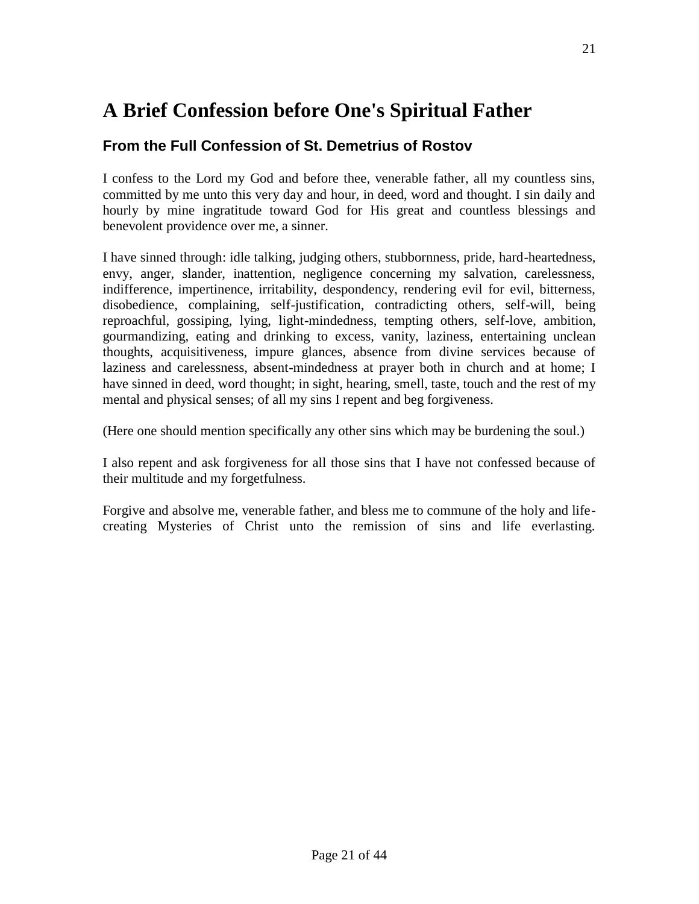# A Brief Confession before One's Spiritual Father

### From the Full Confession of St. Demetrius of Rostov

I confess to the Lord my God and before thee, venerable father, all my countless sins, committed by me unto this very day and hour, in deed, word and thought. I sin daily and hourly by mine ingratitude toward God for His great and countless blessings and benevolent providence over me, a sinner.

I have sinned through: idle talking, judging others, stubbornness, pride, hard-heartedness, envy, anger, slander, inattention, negligence concerning my salvation, carelessness, indifference, impertinence, irritability, despondency, rendering evil for evil, bitterness, disobedience, complaining, self-justification, contradicting others, self-will, being reproachful, gossiping, lying, light-mindedness, tempting others, self-love, ambition, gourmandizing, eating and drinking to excess, vanity, laziness, entertaining unclean thoughts, acquisitiveness, impure glances, absence from divine services because of laziness and carelessness, absent-mindedness at prayer both in church and at home; I have sinned in deed, word thought; in sight, hearing, smell, taste, touch and the rest of my mental and physical senses; of all my sins I repent and beg forgiveness.

(Here one should mention specifically any other sins which may be burdening the soul.)

I also repent and ask forgiveness for all those sins that I have not confessed because of their multitude and my forgetfulness.

Forgive and absolve me, venerable father, and bless me to commune of the holy and life-creating Mysteries of Christ unto the remission of sins and life everlasting.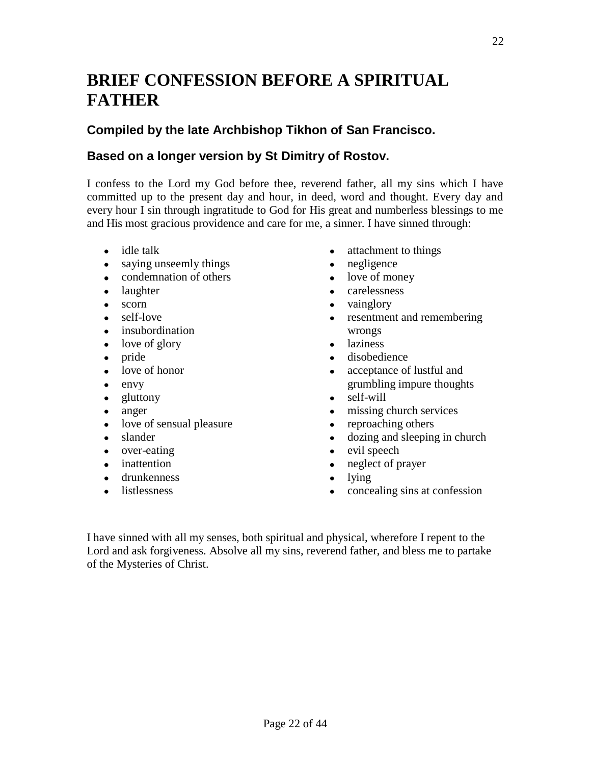# BRIEF CONFESSION BEFORE A SPIRITUAL FATHER

### Compiled by the late Archbishop Tikhon of San Francisco.

### Based on a longer version by St Dimitry of Rostov.

I confess to the Lord my God before thee, reverend father, all my sins which I have committed up to the present day and hour, in deed, word and thought. Every day and every hour I sin through ingratitude to God for His great and numberless blessings to me and His most gracious providence and care for me, a sinner. I have sinned through:

- idle talk
- saying unseemly things
- condemnation of others
- laughter
- scorn
- self-love
- insubordination
- love of glory
- pride
- love of honor
- envy
- gluttony
- anger
- love of sensual pleasure
- slander
- over-eating
- inattention
- drunkenness
- listlessness
- attachment to things
- negligence
- love of money
- carelessness
- vainglory
- resentment and remembering wrongs
- laziness
- disobedience
- acceptance of lustful and grumbling impure thoughts
- self-will
- missing church services
- reproaching others
- dozing and sleeping in church
- evil speech
- neglect of prayer
- lying
- concealing sins at confession

I have sinned with all my senses, both spiritual and physical, wherefore I repent to the Lord and ask forgiveness. Absolve all my sins, reverend father, and bless me to partake of the Mysteries of Christ.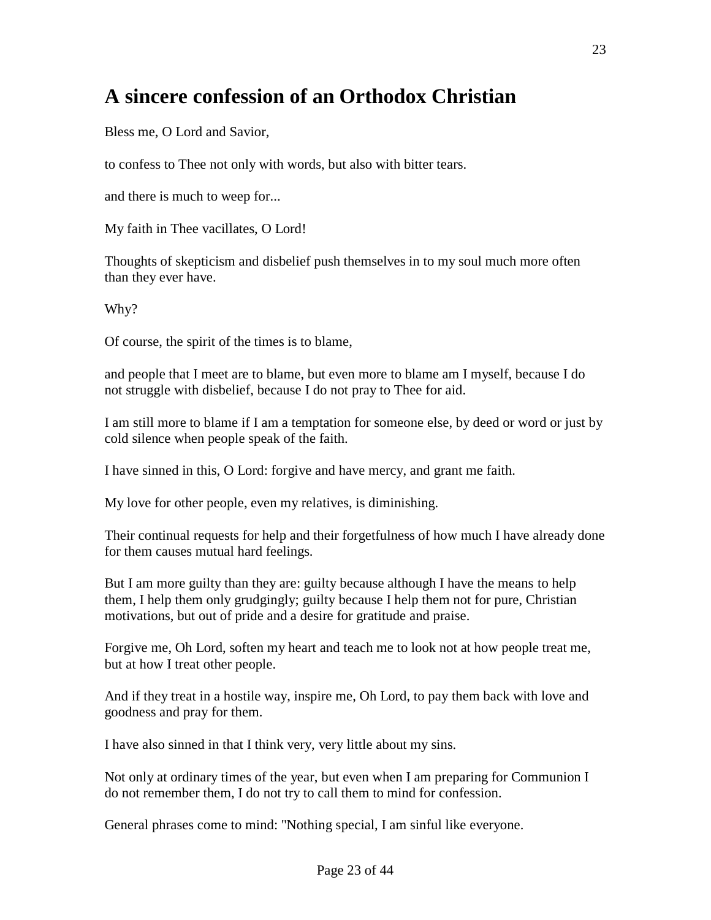# A sincere confession of an Orthodox Christian

Bless me, O Lord and Savior,

to confess to Thee not only with words, but also with bitter tears.

and there is much to weep for...

My faith in Thee vacillates, O Lord!

Thoughts of skepticism and disbelief push themselves in to my soul much more often than they ever have.

Why?

Of course, the spirit of the times is to blame,

and people that I meet are to blame, but even more to blame am I myself, because I do not struggle with disbelief, because I do not pray to Thee for aid.

I am still more to blame if I am a temptation for someone else, by deed or word or just by cold silence when people speak of the faith.

I have sinned in this, O Lord: forgive and have mercy, and grant me faith.

My love for other people, even my relatives, is diminishing.

Their continual requests for help and their forgetfulness of how much I have already done for them causes mutual hard feelings.

But I am more guilty than they are: guilty because although I have the means to help them, I help them only grudgingly; guilty because I help them not for pure, Christian motivations, but out of pride and a desire for gratitude and praise.

Forgive me, Oh Lord, soften my heart and teach me to look not at how people treat me, but at how I treat other people.

And if they treat in a hostile way, inspire me, Oh Lord, to pay them back with love and goodness and pray for them.

I have also sinned in that I think very, very little about my sins.

Not only at ordinary times of the year, but even when I am preparing for Communion I do not remember them, I do not try to call them to mind for confession.

General phrases come to mind: "Nothing special, I am sinful like everyone.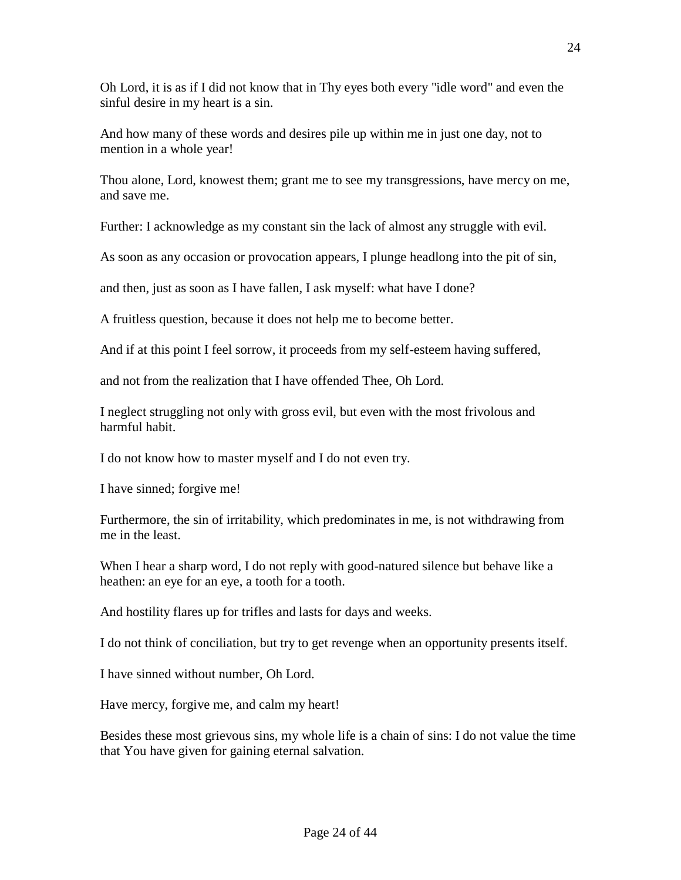Oh Lord, it is as if I did not know that in Thy eyes both every "idle word" and even the sinful desire in my heart is a sin.

And how many of these words and desires pile up within me in just one day, not to mention in a whole year!

Thou alone, Lord, knowest them; grant me to see my transgressions, have mercy on me, and save me.

Further: I acknowledge as my constant sin the lack of almost any struggle with evil.

As soon as any occasion or provocation appears, I plunge headlong into the pit of sin,

and then, just as soon as I have fallen, I ask myself: what have I done?

A fruitless question, because it does not help me to become better.

And if at this point I feel sorrow, it proceeds from my self-esteem having suffered,

and not from the realization that I have offended Thee, Oh Lord.

I neglect struggling not only with gross evil, but even with the most frivolous and harmful habit.

I do not know how to master myself and I do not even try.

I have sinned; forgive me!

Furthermore, the sin of irritability, which predominates in me, is not withdrawing from me in the least.

When I hear a sharp word, I do not reply with good-natured silence but behave like a heathen: an eye for an eye, a tooth for a tooth.

And hostility flares up for trifles and lasts for days and weeks.

I do not think of conciliation, but try to get revenge when an opportunity presents itself.

I have sinned without number, Oh Lord.

Have mercy, forgive me, and calm my heart!

Besides these most grievous sins, my whole life is a chain of sins: I do not value the time that You have given for gaining eternal salvation.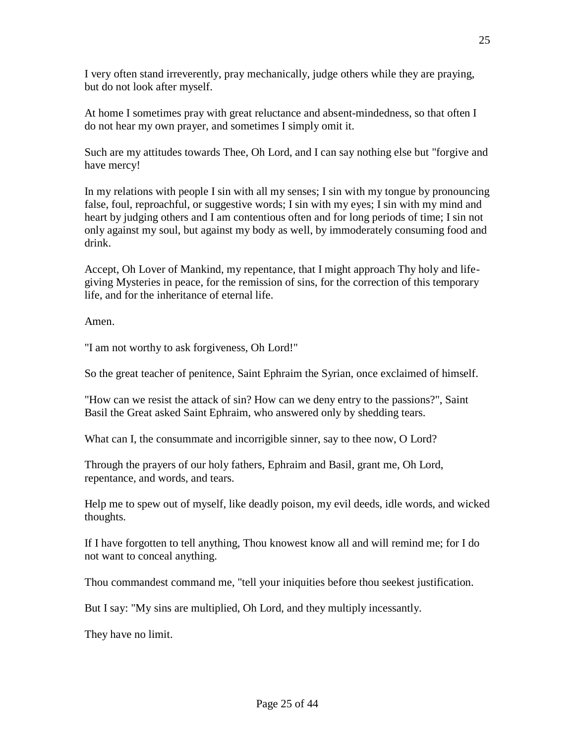I very often stand irreverently, pray mechanically, judge others while they are praying, but do not look after myself.

At home I sometimes pray with great reluctance and absent-mindedness, so that often I do not hear my own prayer, and sometimes I simply omit it.

Such are my attitudes towards Thee, Oh Lord, and I can say nothing else but "forgive and have mercy!

In my relations with people I sin with all my senses; I sin with my tongue by pronouncing false, foul, reproachful, or suggestive words; I sin with my eyes; I sin with my mind and heart by judging others and I am contentious often and for long periods of time; I sin not only against my soul, but against my body as well, by immoderately consuming food and drink.

Accept, Oh Lover of Mankind, my repentance, that I might approach Thy holy and life-giving Mysteries in peace, for the remission of sins, for the correction of this temporary life, and for the inheritance of eternal life.

Amen.

"I am not worthy to ask forgiveness, Oh Lord!"

So the great teacher of penitence, Saint Ephraim the Syrian, once exclaimed of himself.

"How can we resist the attack of sin? How can we deny entry to the passions?", Saint Basil the Great asked Saint Ephraim, who answered only by shedding tears.

What can I, the consummate and incorrigible sinner, say to thee now, O Lord?

Through the prayers of our holy fathers, Ephraim and Basil, grant me, Oh Lord, repentance, and words, and tears.

Help me to spew out of myself, like deadly poison, my evil deeds, idle words, and wicked thoughts.

If I have forgotten to tell anything, Thou knowest know all and will remind me; for I do not want to conceal anything.

Thou commandest command me, "tell your iniquities before thou seekest justification.

But I say: "My sins are multiplied, Oh Lord, and they multiply incessantly.

They have no limit.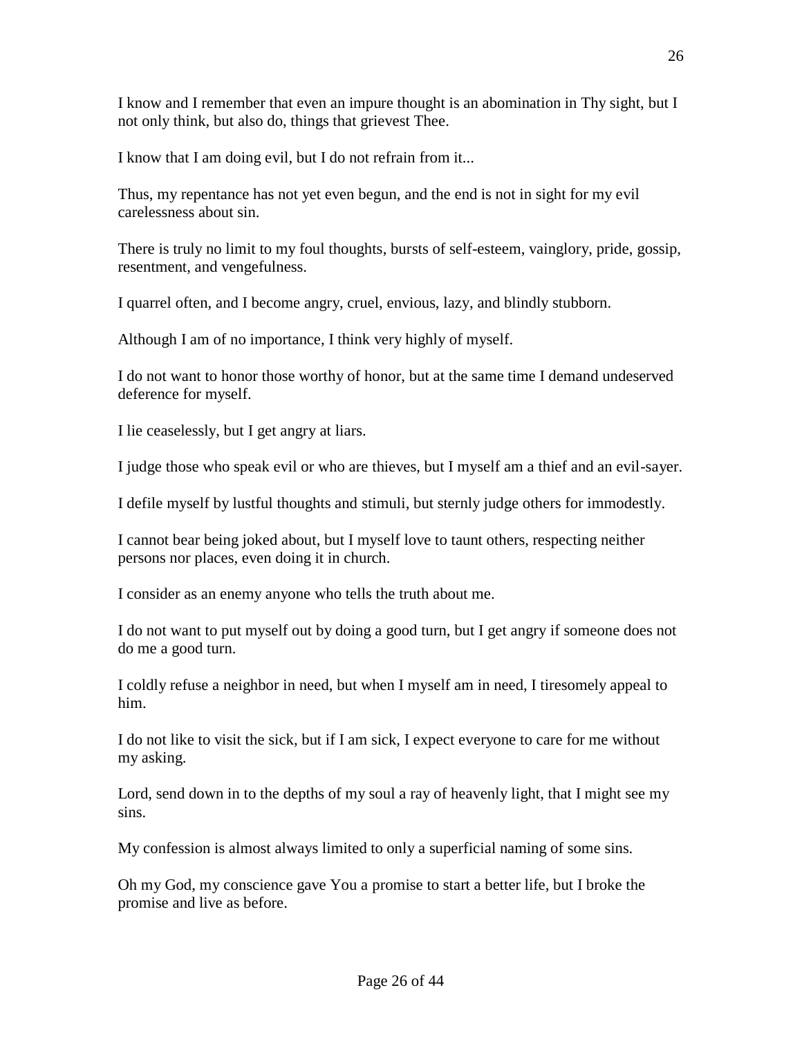I know and I remember that even an impure thought is an abomination in Thy sight, but I not only think, but also do, things that grievest Thee.

I know that I am doing evil, but I do not refrain from it...

Thus, my repentance has not yet even begun, and the end is not in sight for my evil carelessness about sin.

There is truly no limit to my foul thoughts, bursts of self-esteem, vainglory, pride, gossip, resentment, and vengefulness.

I quarrel often, and I become angry, cruel, envious, lazy, and blindly stubborn.

Although I am of no importance, I think very highly of myself.

I do not want to honor those worthy of honor, but at the same time I demand undeserved deference for myself.

I lie ceaselessly, but I get angry at liars.

I judge those who speak evil or who are thieves, but I myself am a thief and an evil-sayer.

I defile myself by lustful thoughts and stimuli, but sternly judge others for immodestly.

I cannot bear being joked about, but I myself love to taunt others, respecting neither persons nor places, even doing it in church.

I consider as an enemy anyone who tells the truth about me.

I do not want to put myself out by doing a good turn, but I get angry if someone does not do me a good turn.

I coldly refuse a neighbor in need, but when I myself am in need, I tiresomely appeal to him.

I do not like to visit the sick, but if I am sick, I expect everyone to care for me without my asking.

Lord, send down in to the depths of my soul a ray of heavenly light, that I might see my sins.

My confession is almost always limited to only a superficial naming of some sins.

Oh my God, my conscience gave You a promise to start a better life, but I broke the promise and live as before.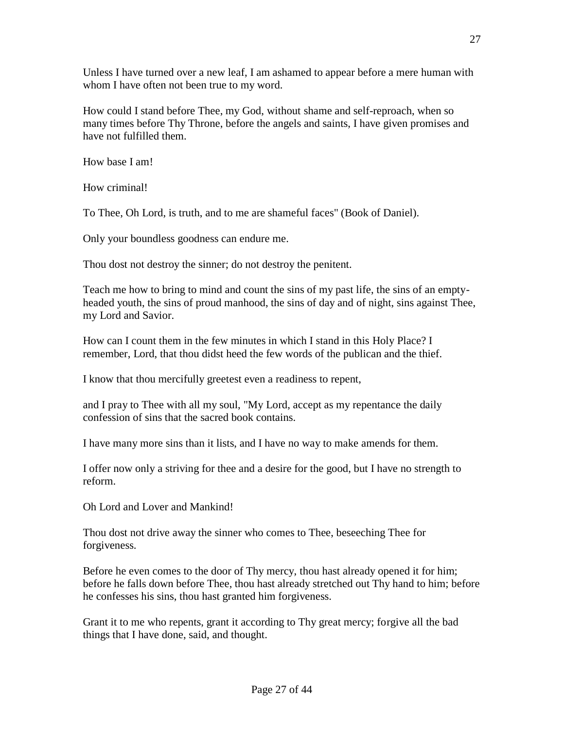Unless I have turned over a new leaf, I am ashamed to appear before a mere human with whom I have often not been true to my word.

How could I stand before Thee, my God, without shame and self-reproach, when so many times before Thy Throne, before the angels and saints, I have given promises and have not fulfilled them.

How base I am!

How criminal!

To Thee, Oh Lord, is truth, and to me are shameful faces" (Book of Daniel).

Only your boundless goodness can endure me.

Thou dost not destroy the sinner; do not destroy the penitent.

Teach me how to bring to mind and count the sins of my past life, the sins of an empty-headed youth, the sins of proud manhood, the sins of day and of night, sins against Thee, my Lord and Savior.

How can I count them in the few minutes in which I stand in this Holy Place? I remember, Lord, that thou didst heed the few words of the publican and the thief.

I know that thou mercifully greetest even a readiness to repent,

and I pray to Thee with all my soul, "My Lord, accept as my repentance the daily confession of sins that the sacred book contains.

I have many more sins than it lists, and I have no way to make amends for them.

I offer now only a striving for thee and a desire for the good, but I have no strength to reform.

Oh Lord and Lover and Mankind!

Thou dost not drive away the sinner who comes to Thee, beseeching Thee for forgiveness.

Before he even comes to the door of Thy mercy, thou hast already opened it for him; before he falls down before Thee, thou hast already stretched out Thy hand to him; before he confesses his sins, thou hast granted him forgiveness.

Grant it to me who repents, grant it according to Thy great mercy; forgive all the bad things that I have done, said, and thought.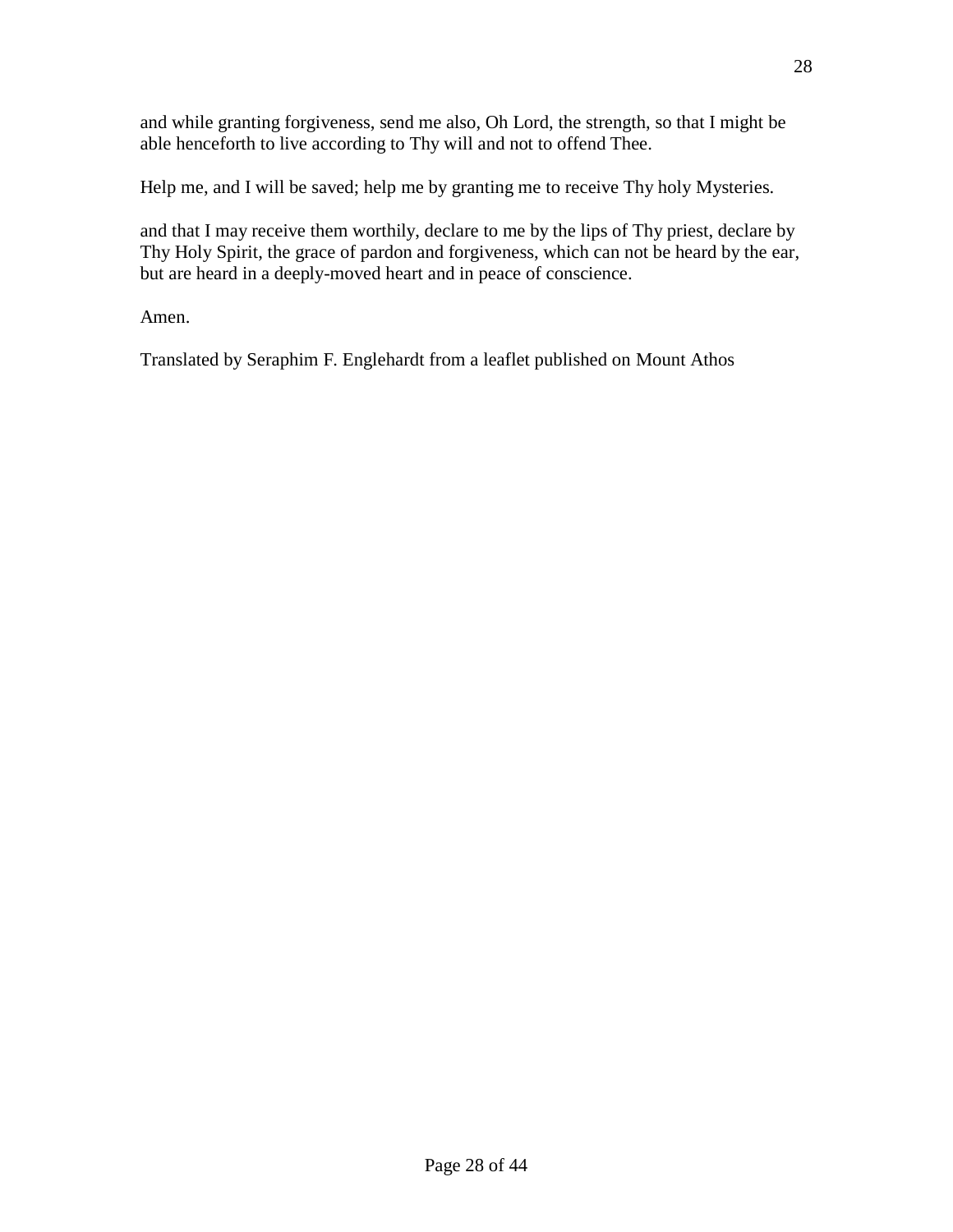and while granting forgiveness, send me also, Oh Lord, the strength, so that I might be able henceforth to live according to Thy will and not to offend Thee.

Help me, and I will be saved; help me by granting me to receive Thy holy Mysteries.

and that I may receive them worthily, declare to me by the lips of Thy priest, declare by Thy Holy Spirit, the grace of pardon and forgiveness, which can not be heard by the ear, but are heard in a deeply-moved heart and in peace of conscience.

Amen.

Translated by Seraphim F. Englehardt from a leaflet published on Mount Athos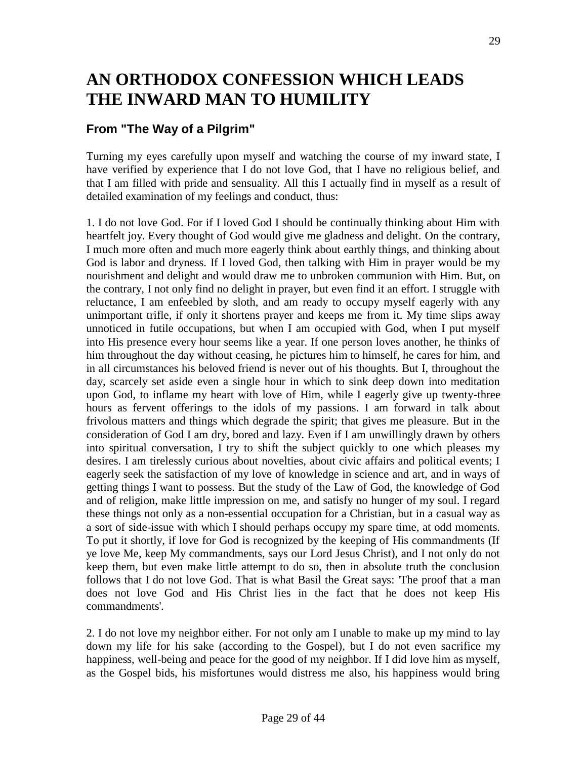# AN ORTHODOX CONFESSION WHICH LEADS THE INWARD MAN TO HUMILITY

### From "The Way of a Pilgrim"

Turning my eyes carefully upon myself and watching the course of my inward state, I have verified by experience that I do not love God, that I have no religious belief, and that I am filled with pride and sensuality. All this I actually find in myself as a result of detailed examination of my feelings and conduct, thus:

1. I do not love God. For if I loved God I should be continually thinking about Him with heartfelt joy. Every thought of God would give me gladness and delight. On the contrary, I much more often and much more eagerly think about earthly things, and thinking about God is labor and dryness. If I loved God, then talking with Him in prayer would be my nourishment and delight and would draw me to unbroken communion with Him. But, on the contrary, I not only find no delight in prayer, but even find it an effort. I struggle with reluctance, I am enfeebled by sloth, and am ready to occupy myself eagerly with any unimportant trifle, if only it shortens prayer and keeps me from it. My time slips away unnoticed in futile occupations, but when I am occupied with God, when I put myself into His presence every hour seems like a year. If one person loves another, he thinks of him throughout the day without ceasing, he pictures him to himself, he cares for him, and in all circumstances his beloved friend is never out of his thoughts. But I, throughout the day, scarcely set aside even a single hour in which to sink deep down into meditation upon God, to inflame my heart with love of Him, while I eagerly give up twenty-three hours as fervent offerings to the idols of my passions. I am forward in talk about frivolous matters and things which degrade the spirit; that gives me pleasure. But in the consideration of God I am dry, bored and lazy. Even if I am unwillingly drawn by others into spiritual conversation, I try to shift the subject quickly to one which pleases my desires. I am tirelessly curious about novelties, about civic affairs and political events; I eagerly seek the satisfaction of my love of knowledge in science and art, and in ways of getting things I want to possess. But the study of the Law of God, the knowledge of God and of religion, make little impression on me, and satisfy no hunger of my soul. I regard these things not only as a non-essential occupation for a Christian, but in a casual way as a sort of side-issue with which I should perhaps occupy my spare time, at odd moments. To put it shortly, if love for God is recognized by the keeping of His commandments (If ye love Me, keep My commandments, says our Lord Jesus Christ), and I not only do not keep them, but even make little attempt to do so, then in absolute truth the conclusion follows that I do not love God. That is what Basil the Great says: 'The proof that a man does not love God and His Christ lies in the fact that he does not keep His commandments'.

2. I do not love my neighbor either. For not only am I unable to make up my mind to lay down my life for his sake (according to the Gospel), but I do not even sacrifice my happiness, well-being and peace for the good of my neighbor. If I did love him as myself, as the Gospel bids, his misfortunes would distress me also, his happiness would bring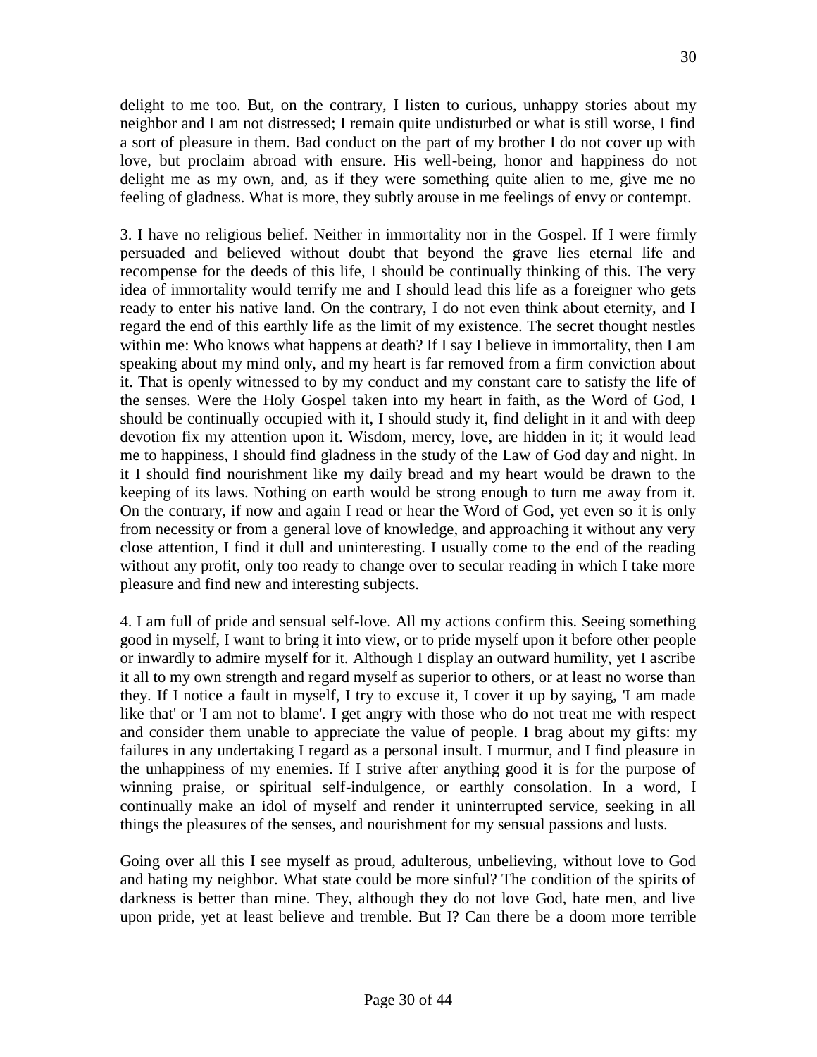delight to me too. But, on the contrary, I listen to curious, unhappy stories about my neighbor and I am not distressed; I remain quite undisturbed or what is still worse, I find a sort of pleasure in them. Bad conduct on the part of my brother I do not cover up with love, but proclaim abroad with ensure. His well-being, honor and happiness do not delight me as my own, and, as if they were something quite alien to me, give me no feeling of gladness. What is more, they subtly arouse in me feelings of envy or contempt.

3. I have no religious belief. Neither in immortality nor in the Gospel. If I were firmly persuaded and believed without doubt that beyond the grave lies eternal life and recompense for the deeds of this life, I should be continually thinking of this. The very idea of immortality would terrify me and I should lead this life as a foreigner who gets ready to enter his native land. On the contrary, I do not even think about eternity, and I regard the end of this earthly life as the limit of my existence. The secret thought nestles within me: Who knows what happens at death? If I say I believe in immortality, then I am speaking about my mind only, and my heart is far removed from a firm conviction about it. That is openly witnessed to by my conduct and my constant care to satisfy the life of the senses. Were the Holy Gospel taken into my heart in faith, as the Word of God, I should be continually occupied with it, I should study it, find delight in it and with deep devotion fix my attention upon it. Wisdom, mercy, love, are hidden in it; it would lead me to happiness, I should find gladness in the study of the Law of God day and night. In it I should find nourishment like my daily bread and my heart would be drawn to the keeping of its laws. Nothing on earth would be strong enough to turn me away from it. On the contrary, if now and again I read or hear the Word of God, yet even so it is only from necessity or from a general love of knowledge, and approaching it without any very close attention, I find it dull and uninteresting. I usually come to the end of the reading without any profit, only too ready to change over to secular reading in which I take more pleasure and find new and interesting subjects.

4. I am full of pride and sensual self-love. All my actions confirm this. Seeing something good in myself, I want to bring it into view, or to pride myself upon it before other people or inwardly to admire myself for it. Although I display an outward humility, yet I ascribe it all to my own strength and regard myself as superior to others, or at least no worse than they. If I notice a fault in myself, I try to excuse it, I cover it up by saying, 'I am made like that' or 'I am not to blame'. I get angry with those who do not treat me with respect and consider them unable to appreciate the value of people. I brag about my gifts: my failures in any undertaking I regard as a personal insult. I murmur, and I find pleasure in the unhappiness of my enemies. If I strive after anything good it is for the purpose of winning praise, or spiritual self-indulgence, or earthly consolation. In a word, I continually make an idol of myself and render it uninterrupted service, seeking in all things the pleasures of the senses, and nourishment for my sensual passions and lusts.

Going over all this I see myself as proud, adulterous, unbelieving, without love to God and hating my neighbor. What state could be more sinful? The condition of the spirits of darkness is better than mine. They, although they do not love God, hate men, and live upon pride, yet at least believe and tremble. But I? Can there be a doom more terrible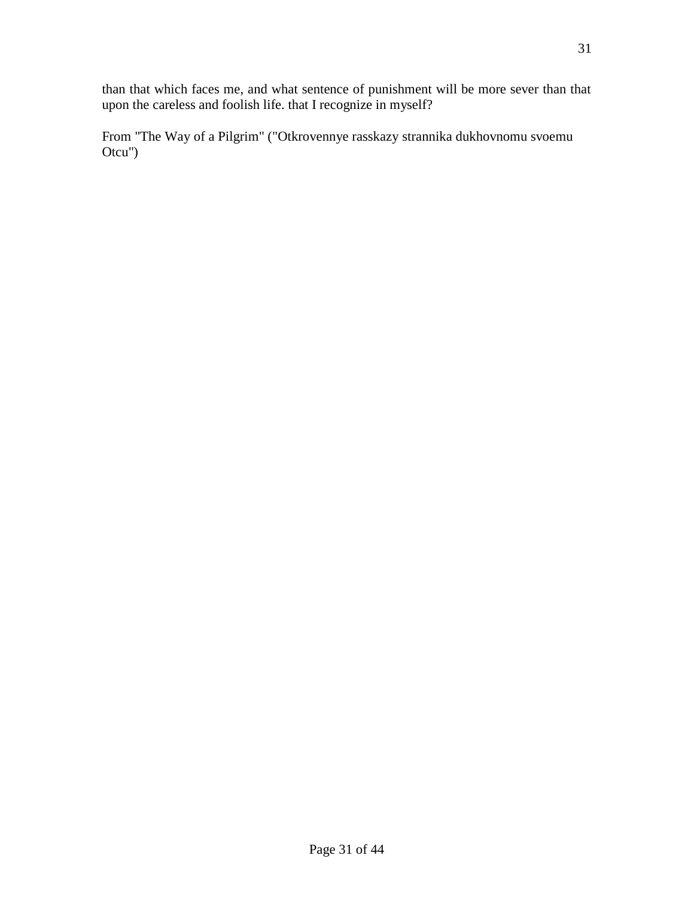than that which faces me, and what sentence of punishment will be more sever than that upon the careless and foolish life. that I recognize in myself?

From "The Way of a Pilgrim" ("Otkrovennye rasskazy strannika dukhovnomu svoemu Otcu")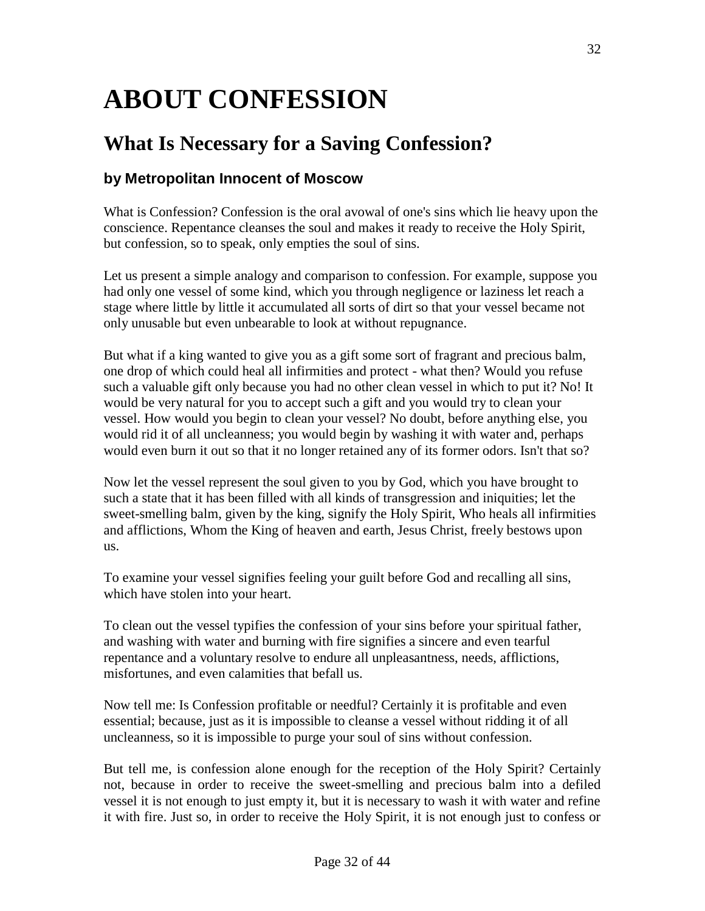# ABOUT CONFESSION

## What Is Necessary for a Saving Confession?

### by Metropolitan Innocent of Moscow

What is Confession? Confession is the oral avowal of one's sins which lie heavy upon the conscience. Repentance cleanses the soul and makes it ready to receive the Holy Spirit, but confession, so to speak, only empties the soul of sins.

Let us present a simple analogy and comparison to confession. For example, suppose you had only one vessel of some kind, which you through negligence or laziness let reach a stage where little by little it accumulated all sorts of dirt so that your vessel became not only unusable but even unbearable to look at without repugnance.

But what if a king wanted to give you as a gift some sort of fragrant and precious balm, one drop of which could heal all infirmities and protect - what then? Would you refuse such a valuable gift only because you had no other clean vessel in which to put it? No! It would be very natural for you to accept such a gift and you would try to clean your vessel. How would you begin to clean your vessel? No doubt, before anything else, you would rid it of all uncleanness; you would begin by washing it with water and, perhaps would even burn it out so that it no longer retained any of its former odors. Isn't that so?

Now let the vessel represent the soul given to you by God, which you have brought to such a state that it has been filled with all kinds of transgression and iniquities; let the sweet-smelling balm, given by the king, signify the Holy Spirit, Who heals all infirmities and afflictions, Whom the King of heaven and earth, Jesus Christ, freely bestows upon us.

To examine your vessel signifies feeling your guilt before God and recalling all sins, which have stolen into your heart.

To clean out the vessel typifies the confession of your sins before your spiritual father, and washing with water and burning with fire signifies a sincere and even tearful repentance and a voluntary resolve to endure all unpleasantness, needs, afflictions, misfortunes, and even calamities that befall us.

Now tell me: Is Confession profitable or needful? Certainly it is profitable and even essential; because, just as it is impossible to cleanse a vessel without ridding it of all uncleanness, so it is impossible to purge your soul of sins without confession.

But tell me, is confession alone enough for the reception of the Holy Spirit? Certainly not, because in order to receive the sweet-smelling and precious balm into a defiled vessel it is not enough to just empty it, but it is necessary to wash it with water and refine it with fire. Just so, in order to receive the Holy Spirit, it is not enough just to confess or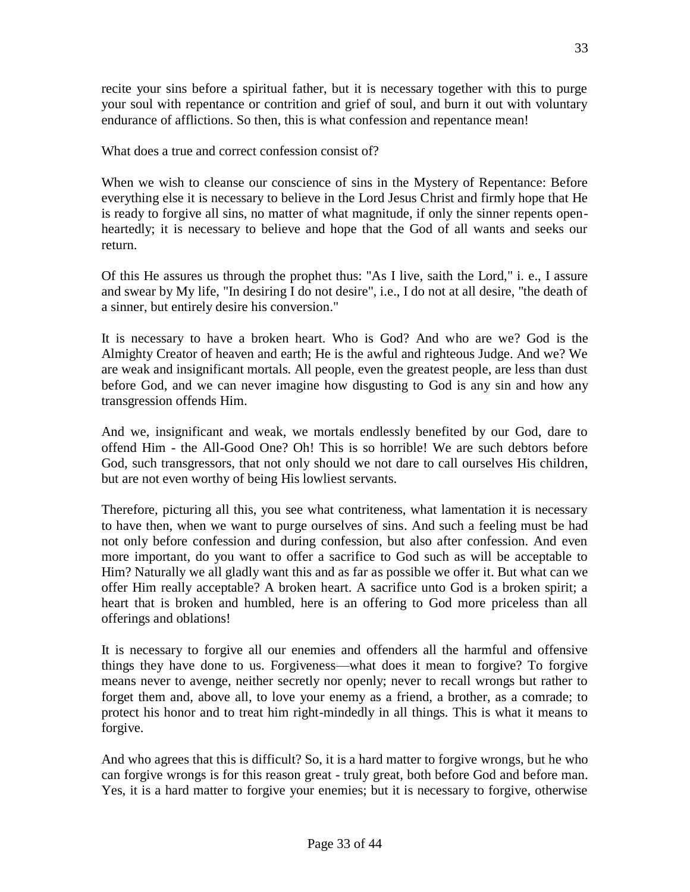recite your sins before a spiritual father, but it is necessary together with this to purge your soul with repentance or contrition and grief of soul, and burn it out with voluntary endurance of afflictions. So then, this is what confession and repentance mean!

What does a true and correct confession consist of?

When we wish to cleanse our conscience of sins in the Mystery of Repentance: Before everything else it is necessary to believe in the Lord Jesus Christ and firmly hope that He is ready to forgive all sins, no matter of what magnitude, if only the sinner repents open-heartedly; it is necessary to believe and hope that the God of all wants and seeks our return.

Of this He assures us through the prophet thus: "As I live, saith the Lord," i. e., I assure and swear by My life, "In desiring I do not desire", i.e., I do not at all desire, "the death of a sinner, but entirely desire his conversion."

It is necessary to have a broken heart. Who is God? And who are we? God is the Almighty Creator of heaven and earth; He is the awful and righteous Judge. And we? We are weak and insignificant mortals. All people, even the greatest people, are less than dust before God, and we can never imagine how disgusting to God is any sin and how any transgression offends Him.

And we, insignificant and weak, we mortals endlessly benefited by our God, dare to offend Him - the All-Good One? Oh! This is so horrible! We are such debtors before God, such transgressors, that not only should we not dare to call ourselves His children, but are not even worthy of being His lowliest servants.

Therefore, picturing all this, you see what contriteness, what lamentation it is necessary to have then, when we want to purge ourselves of sins. And such a feeling must be had not only before confession and during confession, but also after confession. And even more important, do you want to offer a sacrifice to God such as will be acceptable to Him? Naturally we all gladly want this and as far as possible we offer it. But what can we offer Him really acceptable? A broken heart. A sacrifice unto God is a broken spirit; a heart that is broken and humbled, here is an offering to God more priceless than all offerings and oblations!

It is necessary to forgive all our enemies and offenders all the harmful and offensive things they have done to us. Forgiveness—what does it mean to forgive? To forgive means never to avenge, neither secretly nor openly; never to recall wrongs but rather to forget them and, above all, to love your enemy as a friend, a brother, as a comrade; to protect his honor and to treat him right-mindedly in all things. This is what it means to forgive.

And who agrees that this is difficult? So, it is a hard matter to forgive wrongs, but he who can forgive wrongs is for this reason great - truly great, both before God and before man. Yes, it is a hard matter to forgive your enemies; but it is necessary to forgive, otherwise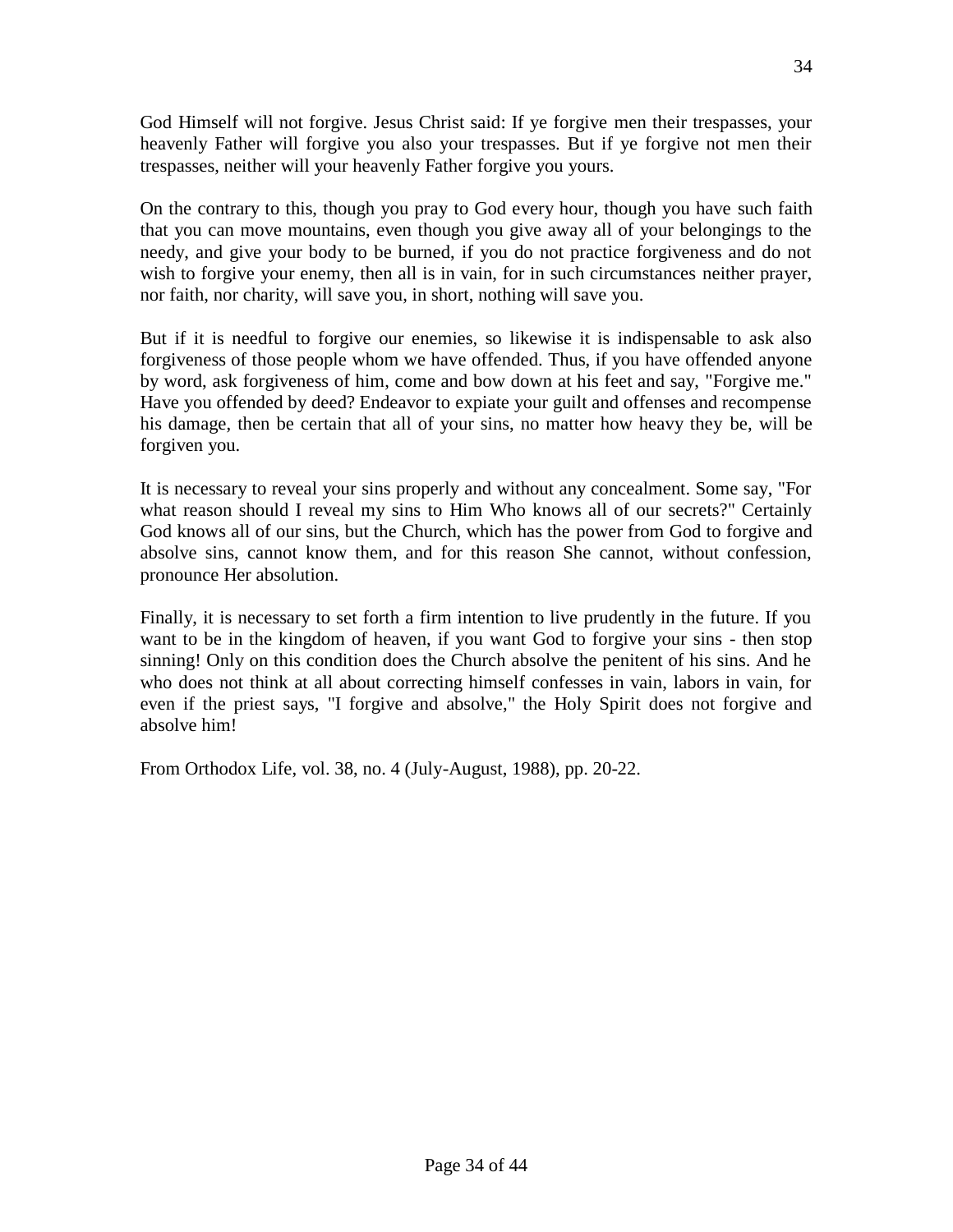God Himself will not forgive. Jesus Christ said: If ye forgive men their trespasses, your heavenly Father will forgive you also your trespasses. But if ye forgive not men their trespasses, neither will your heavenly Father forgive you yours.

On the contrary to this, though you pray to God every hour, though you have such faith that you can move mountains, even though you give away all of your belongings to the needy, and give your body to be burned, if you do not practice forgiveness and do not wish to forgive your enemy, then all is in vain, for in such circumstances neither prayer, nor faith, nor charity, will save you, in short, nothing will save you.

But if it is needful to forgive our enemies, so likewise it is indispensable to ask also forgiveness of those people whom we have offended. Thus, if you have offended anyone by word, ask forgiveness of him, come and bow down at his feet and say, "Forgive me." Have you offended by deed? Endeavor to expiate your guilt and offenses and recompense his damage, then be certain that all of your sins, no matter how heavy they be, will be forgiven you.

It is necessary to reveal your sins properly and without any concealment. Some say, "For what reason should I reveal my sins to Him Who knows all of our secrets?" Certainly God knows all of our sins, but the Church, which has the power from God to forgive and absolve sins, cannot know them, and for this reason She cannot, without confession, pronounce Her absolution.

Finally, it is necessary to set forth a firm intention to live prudently in the future. If you want to be in the kingdom of heaven, if you want God to forgive your sins - then stop sinning! Only on this condition does the Church absolve the penitent of his sins. And he who does not think at all about correcting himself confesses in vain, labors in vain, for even if the priest says, "I forgive and absolve," the Holy Spirit does not forgive and absolve him!

From Orthodox Life, vol. 38, no. 4 (July-August, 1988), pp. 20-22.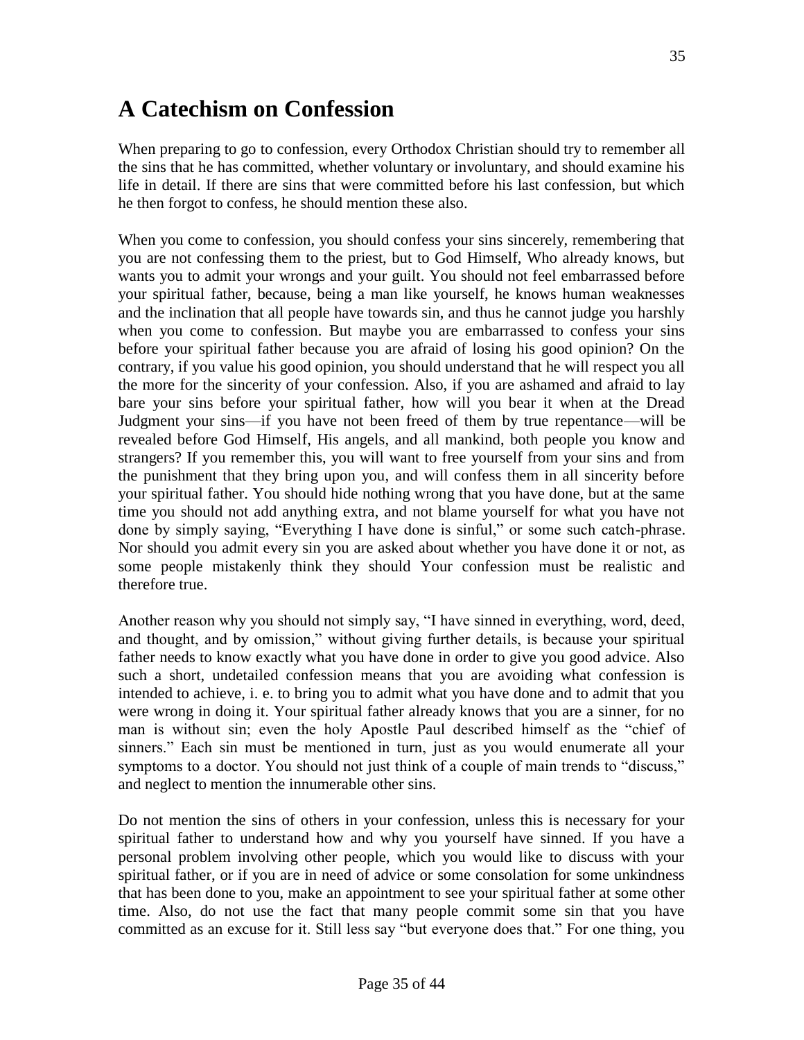# A Catechism on Confession

When preparing to go to confession, every Orthodox Christian should try to remember all the sins that he has committed, whether voluntary or involuntary, and should examine his life in detail. If there are sins that were committed before his last confession, but which he then forgot to confess, he should mention these also.

When you come to confession, you should confess your sins sincerely, remembering that you are not confessing them to the priest, but to God Himself, Who already knows, but wants you to admit your wrongs and your guilt. You should not feel embarrassed before your spiritual father, because, being a man like yourself, he knows human weaknesses and the inclination that all people have towards sin, and thus he cannot judge you harshly when you come to confession. But maybe you are embarrassed to confess your sins before your spiritual father because you are afraid of losing his good opinion? On the contrary, if you value his good opinion, you should understand that he will respect you all the more for the sincerity of your confession. Also, if you are ashamed and afraid to lay bare your sins before your spiritual father, how will you bear it when at the Dread Judgment your sins—if you have not been freed of them by true repentance—will be revealed before God Himself, His angels, and all mankind, both people you know and strangers? If you remember this, you will want to free yourself from your sins and from the punishment that they bring upon you, and will confess them in all sincerity before your spiritual father. You should hide nothing wrong that you have done, but at the same time you should not add anything extra, and not blame yourself for what you have not done by simply saying, "Everything I have done is sinful," or some such catch-phrase. Nor should you admit every sin you are asked about whether you have done it or not, as some people mistakenly think they should Your confession must be realistic and therefore true.

Another reason why you should not simply say, "I have sinned in everything, word, deed, and thought, and by omission," without giving further details, is because your spiritual father needs to know exactly what you have done in order to give you good advice. Also such a short, undetailed confession means that you are avoiding what confession is intended to achieve, i. e. to bring you to admit what you have done and to admit that you were wrong in doing it. Your spiritual father already knows that you are a sinner, for no man is without sin; even the holy Apostle Paul described himself as the "chief of sinners." Each sin must be mentioned in turn, just as you would enumerate all your symptoms to a doctor. You should not just think of a couple of main trends to "discuss," and neglect to mention the innumerable other sins.

Do not mention the sins of others in your confession, unless this is necessary for your spiritual father to understand how and why you yourself have sinned. If you have a personal problem involving other people, which you would like to discuss with your spiritual father, or if you are in need of advice or some consolation for some unkindness that has been done to you, make an appointment to see your spiritual father at some other time. Also, do not use the fact that many people commit some sin that you have committed as an excuse for it. Still less say "but everyone does that." For one thing, you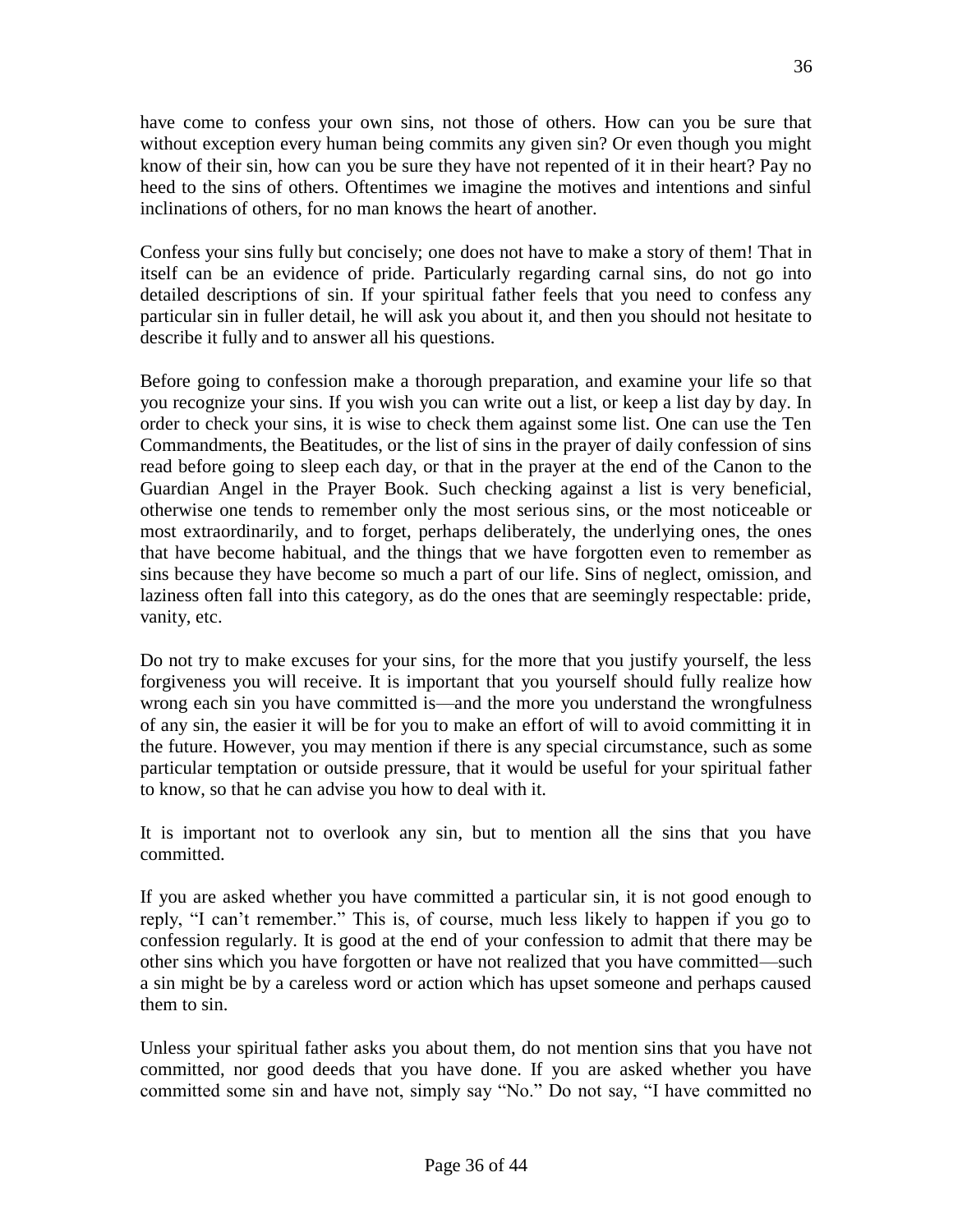have come to confess your own sins, not those of others. How can you be sure that without exception every human being commits any given sin? Or even though you might know of their sin, how can you be sure they have not repented of it in their heart? Pay no heed to the sins of others. Oftentimes we imagine the motives and intentions and sinful inclinations of others, for no man knows the heart of another.

Confess your sins fully but concisely; one does not have to make a story of them! That in itself can be an evidence of pride. Particularly regarding carnal sins, do not go into detailed descriptions of sin. If your spiritual father feels that you need to confess any particular sin in fuller detail, he will ask you about it, and then you should not hesitate to describe it fully and to answer all his questions.

Before going to confession make a thorough preparation, and examine your life so that you recognize your sins. If you wish you can write out a list, or keep a list day by day. In order to check your sins, it is wise to check them against some list. One can use the Ten Commandments, the Beatitudes, or the list of sins in the prayer of daily confession of sins read before going to sleep each day, or that in the prayer at the end of the Canon to the Guardian Angel in the Prayer Book. Such checking against a list is very beneficial, otherwise one tends to remember only the most serious sins, or the most noticeable or most extraordinarily, and to forget, perhaps deliberately, the underlying ones, the ones that have become habitual, and the things that we have forgotten even to remember as sins because they have become so much a part of our life. Sins of neglect, omission, and laziness often fall into this category, as do the ones that are seemingly respectable: pride, vanity, etc.

Do not try to make excuses for your sins, for the more that you justify yourself, the less forgiveness you will receive. It is important that you yourself should fully realize how wrong each sin you have committed is—and the more you understand the wrongfulness of any sin, the easier it will be for you to make an effort of will to avoid committing it in the future. However, you may mention if there is any special circumstance, such as some particular temptation or outside pressure, that it would be useful for your spiritual father to know, so that he can advise you how to deal with it.

It is important not to overlook any sin, but to mention all the sins that you have committed.

If you are asked whether you have committed a particular sin, it is not good enough to reply, "I can't remember." This is, of course, much less likely to happen if you go to confession regularly. It is good at the end of your confession to admit that there may be other sins which you have forgotten or have not realized that you have committed—such a sin might be by a careless word or action which has upset someone and perhaps caused them to sin.

Unless your spiritual father asks you about them, do not mention sins that you have not committed, nor good deeds that you have done. If you are asked whether you have committed some sin and have not, simply say "No." Do not say, "I have committed no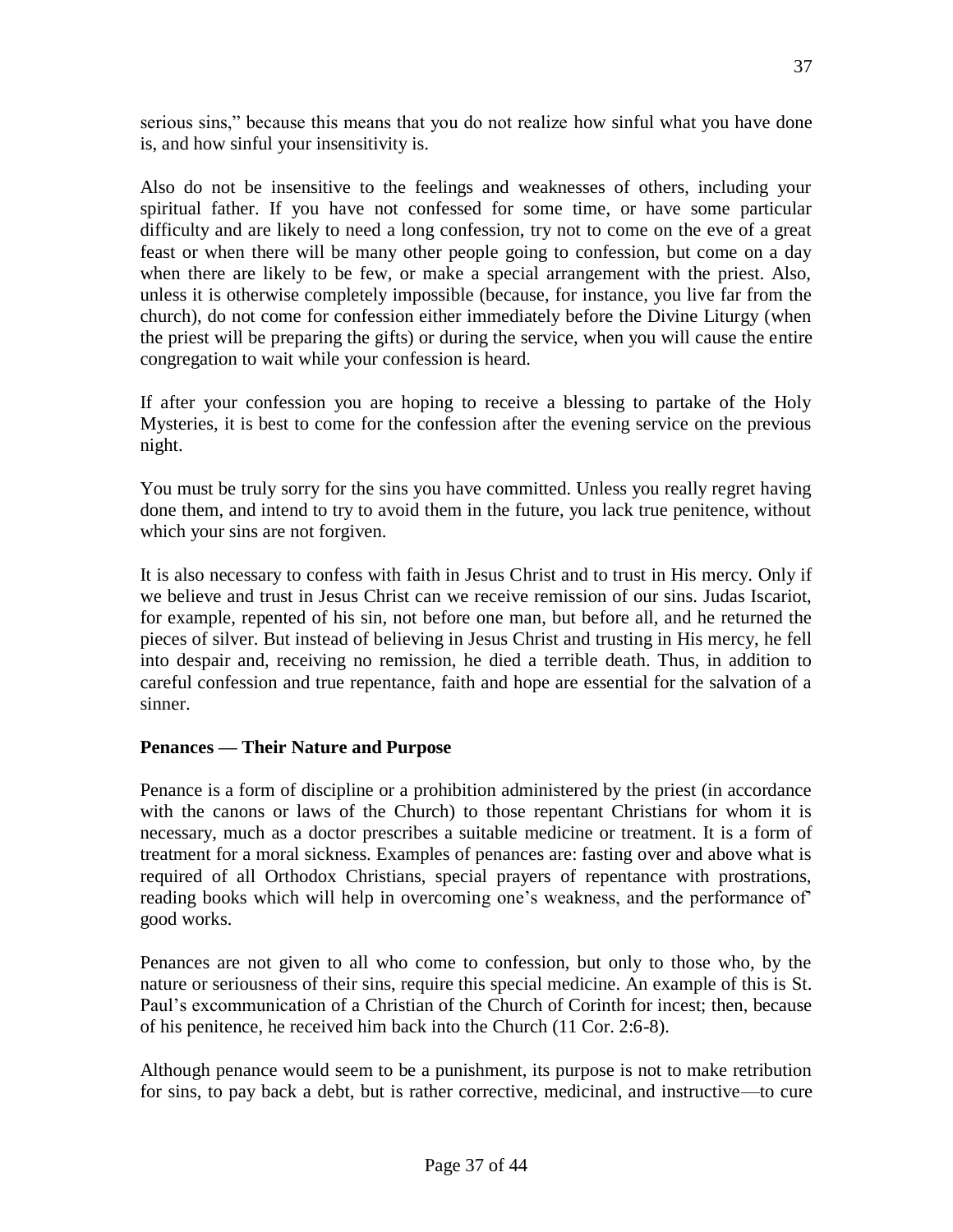serious sins," because this means that you do not realize how sinful what you have done is, and how sinful your insensitivity is.

Also do not be insensitive to the feelings and weaknesses of others, including your spiritual father. If you have not confessed for some time, or have some particular difficulty and are likely to need a long confession, try not to come on the eve of a great feast or when there will be many other people going to confession, but come on a day when there are likely to be few, or make a special arrangement with the priest. Also, unless it is otherwise completely impossible (because, for instance, you live far from the church), do not come for confession either immediately before the Divine Liturgy (when the priest will be preparing the gifts) or during the service, when you will cause the entire congregation to wait while your confession is heard.

If after your confession you are hoping to receive a blessing to partake of the Holy Mysteries, it is best to come for the confession after the evening service on the previous night.

You must be truly sorry for the sins you have committed. Unless you really regret having done them, and intend to try to avoid them in the future, you lack true penitence, without which your sins are not forgiven.

It is also necessary to confess with faith in Jesus Christ and to trust in His mercy. Only if we believe and trust in Jesus Christ can we receive remission of our sins. Judas Iscariot, for example, repented of his sin, not before one man, but before all, and he returned the pieces of silver. But instead of believing in Jesus Christ and trusting in His mercy, he fell into despair and, receiving no remission, he died a terrible death. Thus, in addition to careful confession and true repentance, faith and hope are essential for the salvation of a sinner.

**Penances — Their Nature and Purpose**

Penance is a form of discipline or a prohibition administered by the priest (in accordance with the canons or laws of the Church) to those repentant Christians for whom it is necessary, much as a doctor prescribes a suitable medicine or treatment. It is a form of treatment for a moral sickness. Examples of penances are: fasting over and above what is required of all Orthodox Christians, special prayers of repentance with prostrations, reading books which will help in overcoming one's weakness, and the performance of' good works.

Penances are not given to all who come to confession, but only to those who, by the nature or seriousness of their sins, require this special medicine. An example of this is St. Paul's excommunication of a Christian of the Church of Corinth for incest; then, because of his penitence, he received him back into the Church (11 Cor. 2:6-8).

Although penance would seem to be a punishment, its purpose is not to make retribution for sins, to pay back a debt, but is rather corrective, medicinal, and instructive—to cure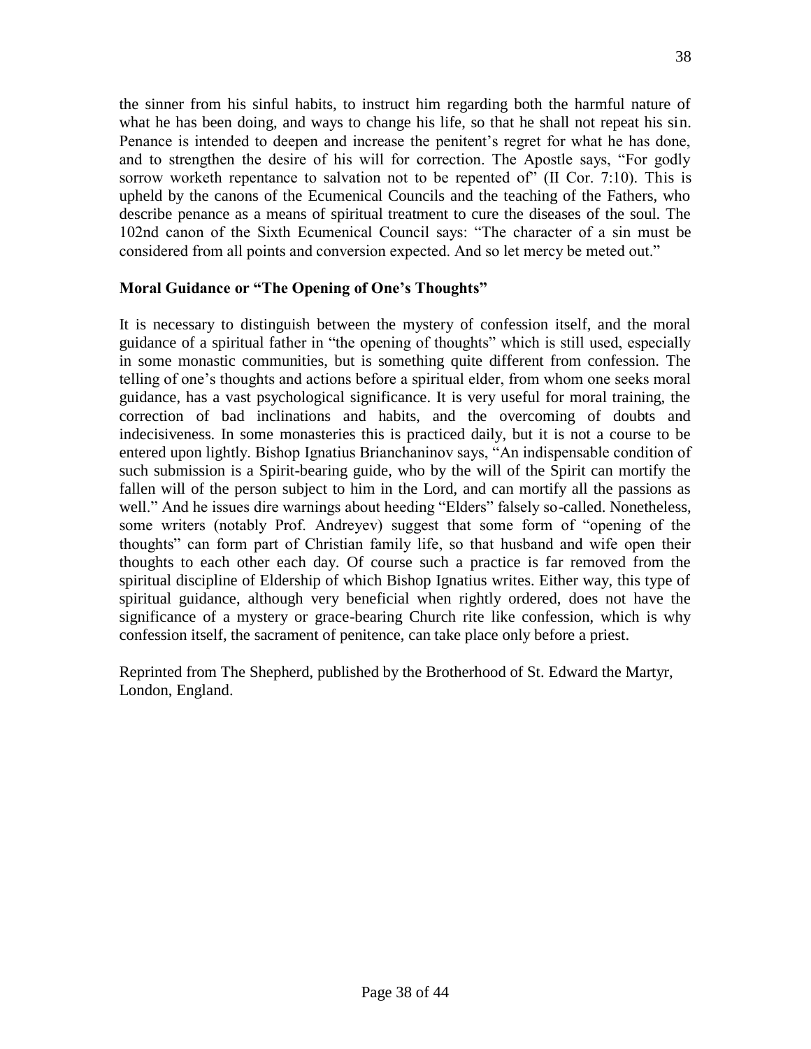the sinner from his sinful habits, to instruct him regarding both the harmful nature of what he has been doing, and ways to change his life, so that he shall not repeat his sin. Penance is intended to deepen and increase the penitent's regret for what he has done, and to strengthen the desire of his will for correction. The Apostle says, "For godly sorrow worketh repentance to salvation not to be repented of" (II Cor. 7:10). This is upheld by the canons of the Ecumenical Councils and the teaching of the Fathers, who describe penance as a means of spiritual treatment to cure the diseases of the soul. The 102nd canon of the Sixth Ecumenical Council says: "The character of a sin must be considered from all points and conversion expected. And so let mercy be meted out."

**Moral Guidance or "The Opening of One's Thoughts"**

It is necessary to distinguish between the mystery of confession itself, and the moral guidance of a spiritual father in "the opening of thoughts" which is still used, especially in some monastic communities, but is something quite different from confession. The telling of one's thoughts and actions before a spiritual elder, from whom one seeks moral guidance, has a vast psychological significance. It is very useful for moral training, the correction of bad inclinations and habits, and the overcoming of doubts and indecisiveness. In some monasteries this is practiced daily, but it is not a course to be entered upon lightly. Bishop Ignatius Brianchaninov says, "An indispensable condition of such submission is a Spirit-bearing guide, who by the will of the Spirit can mortify the fallen will of the person subject to him in the Lord, and can mortify all the passions as well." And he issues dire warnings about heeding "Elders" falsely so-called. Nonetheless, some writers (notably Prof. Andreyev) suggest that some form of "opening of the thoughts" can form part of Christian family life, so that husband and wife open their thoughts to each other each day. Of course such a practice is far removed from the spiritual discipline of Eldership of which Bishop Ignatius writes. Either way, this type of spiritual guidance, although very beneficial when rightly ordered, does not have the significance of a mystery or grace-bearing Church rite like confession, which is why confession itself, the sacrament of penitence, can take place only before a priest.

Reprinted from The Shepherd, published by the Brotherhood of St. Edward the Martyr, London, England.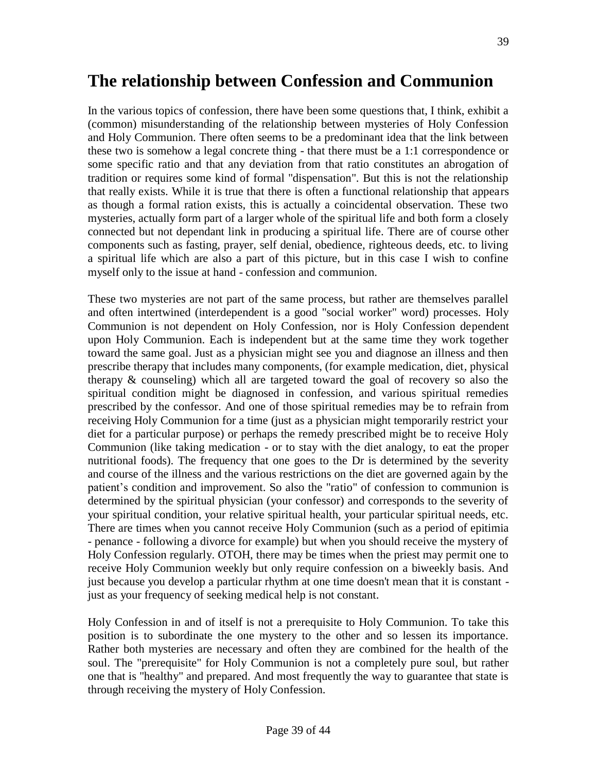# The relationship between Confession and Communion

In the various topics of confession, there have been some questions that, I think, exhibit a (common) misunderstanding of the relationship between mysteries of Holy Confession and Holy Communion. There often seems to be a predominant idea that the link between these two is somehow a legal concrete thing - that there must be a 1:1 correspondence or some specific ratio and that any deviation from that ratio constitutes an abrogation of tradition or requires some kind of formal "dispensation". But this is not the relationship that really exists. While it is true that there is often a functional relationship that appears as though a formal ration exists, this is actually a coincidental observation. These two mysteries, actually form part of a larger whole of the spiritual life and both form a closely connected but not dependant link in producing a spiritual life. There are of course other components such as fasting, prayer, self denial, obedience, righteous deeds, etc. to living a spiritual life which are also a part of this picture, but in this case I wish to confine myself only to the issue at hand - confession and communion.

These two mysteries are not part of the same process, but rather are themselves parallel and often intertwined (interdependent is a good "social worker" word) processes. Holy Communion is not dependent on Holy Confession, nor is Holy Confession dependent upon Holy Communion. Each is independent but at the same time they work together toward the same goal. Just as a physician might see you and diagnose an illness and then prescribe therapy that includes many components, (for example medication, diet, physical therapy & counseling) which all are targeted toward the goal of recovery so also the spiritual condition might be diagnosed in confession, and various spiritual remedies prescribed by the confessor. And one of those spiritual remedies may be to refrain from receiving Holy Communion for a time (just as a physician might temporarily restrict your diet for a particular purpose) or perhaps the remedy prescribed might be to receive Holy Communion (like taking medication - or to stay with the diet analogy, to eat the proper nutritional foods). The frequency that one goes to the Dr is determined by the severity and course of the illness and the various restrictions on the diet are governed again by the patient's condition and improvement. So also the "ratio" of confession to communion is determined by the spiritual physician (your confessor) and corresponds to the severity of your spiritual condition, your relative spiritual health, your particular spiritual needs, etc. There are times when you cannot receive Holy Communion (such as a period of epitimia - penance - following a divorce for example) but when you should receive the mystery of Holy Confession regularly. OTOH, there may be times when the priest may permit one to receive Holy Communion weekly but only require confession on a biweekly basis. And just because you develop a particular rhythm at one time doesn't mean that it is constant - just as your frequency of seeking medical help is not constant.

Holy Confession in and of itself is not a prerequisite to Holy Communion. To take this position is to subordinate the one mystery to the other and so lessen its importance. Rather both mysteries are necessary and often they are combined for the health of the soul. The "prerequisite" for Holy Communion is not a completely pure soul, but rather one that is "healthy" and prepared. And most frequently the way to guarantee that state is through receiving the mystery of Holy Confession.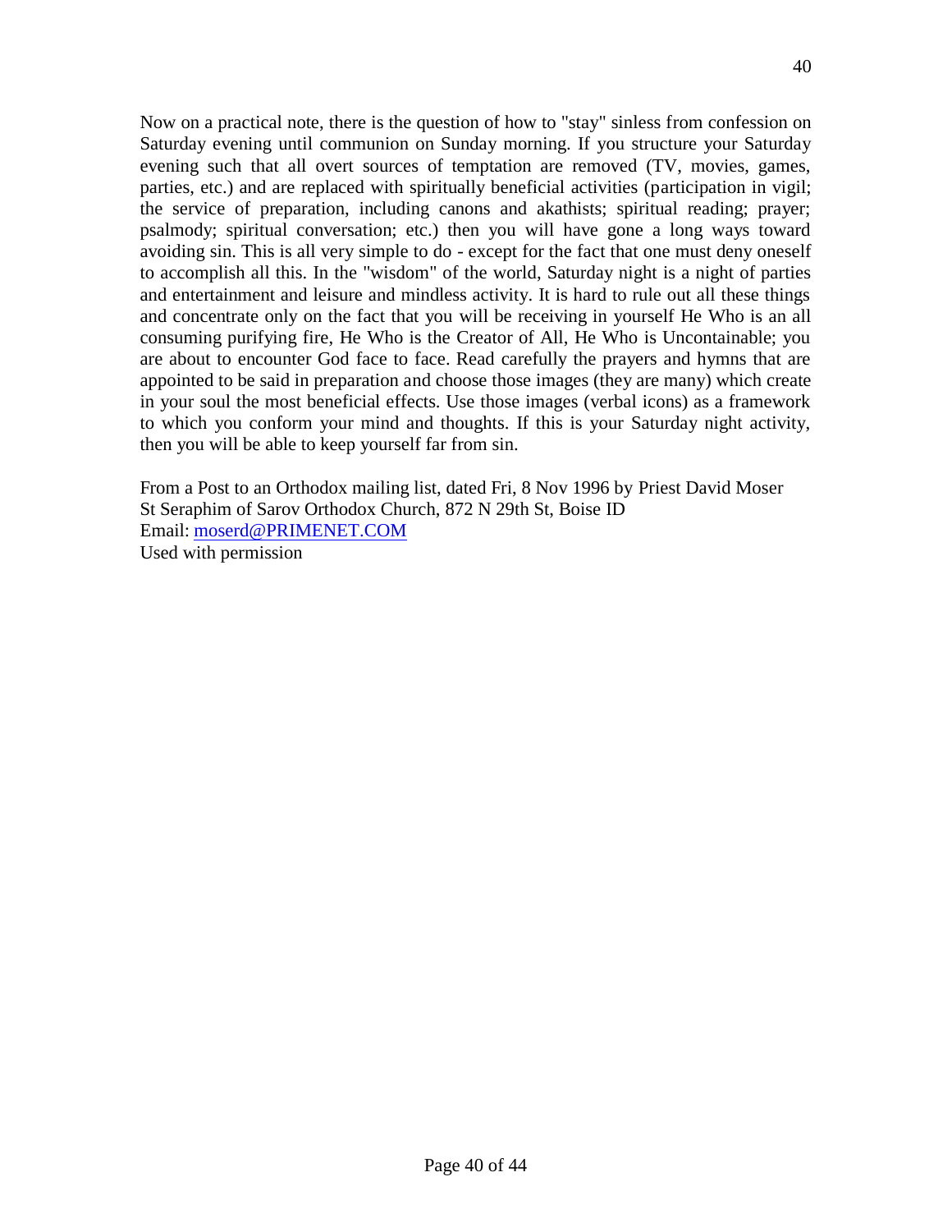Now on a practical note, there is the question of how to "stay" sinless from confession on Saturday evening until communion on Sunday morning. If you structure your Saturday evening such that all overt sources of temptation are removed (TV, movies, games, parties, etc.) and are replaced with spiritually beneficial activities (participation in vigil; the service of preparation, including canons and akathists; spiritual reading; prayer; psalmody; spiritual conversation; etc.) then you will have gone a long ways toward avoiding sin. This is all very simple to do - except for the fact that one must deny oneself to accomplish all this. In the "wisdom" of the world, Saturday night is a night of parties and entertainment and leisure and mindless activity. It is hard to rule out all these things and concentrate only on the fact that you will be receiving in yourself He Who is an all consuming purifying fire, He Who is the Creator of All, He Who is Uncontainable; you are about to encounter God face to face. Read carefully the prayers and hymns that are appointed to be said in preparation and choose those images (they are many) which create in your soul the most beneficial effects. Use those images (verbal icons) as a framework to which you conform your mind and thoughts. If this is your Saturday night activity, then you will be able to keep yourself far from sin.

From a Post to an Orthodox mailing list, dated Fri, 8 Nov 1996 by Priest David Moser  
St Seraphim of Sarov Orthodox Church, 872 N 29th St, Boise ID  
Email: moserd@PRIMENET.COM  
Used with permission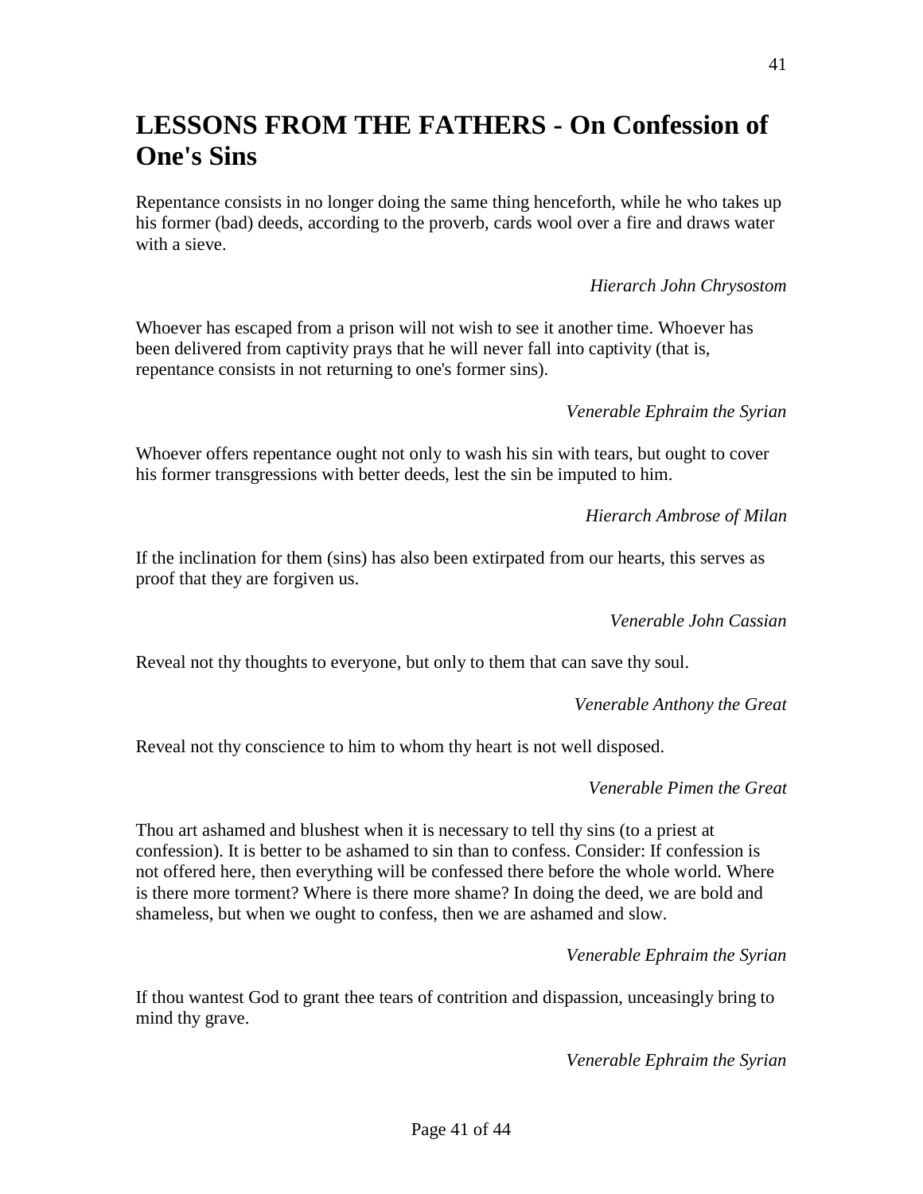## LESSONS FROM THE FATHERS - On Confession of One's Sins

Repentance consists in no longer doing the same thing henceforth, while he who takes up his former (bad) deeds, according to the proverb, cards wool over a fire and draws water with a sieve.

*Hierarch John Chrysostom*

Whoever has escaped from a prison will not wish to see it another time. Whoever has been delivered from captivity prays that he will never fall into captivity (that is, repentance consists in not returning to one's former sins).

*Venerable Ephraim the Syrian*

Whoever offers repentance ought not only to wash his sin with tears, but ought to cover his former transgressions with better deeds, lest the sin be imputed to him.

*Hierarch Ambrose of Milan*

If the inclination for them (sins) has also been extirpated from our hearts, this serves as proof that they are forgiven us.

*Venerable John Cassian*

Reveal not thy thoughts to everyone, but only to them that can save thy soul.

*Venerable Anthony the Great*

Reveal not thy conscience to him to whom thy heart is not well disposed.

*Venerable Pimen the Great*

Thou art ashamed and blushest when it is necessary to tell thy sins (to a priest at confession). It is better to be ashamed to sin than to confess. Consider: If confession is not offered here, then everything will be confessed there before the whole world. Where is there more torment? Where is there more shame? In doing the deed, we are bold and shameless, but when we ought to confess, then we are ashamed and slow.

*Venerable Ephraim the Syrian*

If thou wantest God to grant thee tears of contrition and dispassion, unceasingly bring to mind thy grave.

*Venerable Ephraim the Syrian*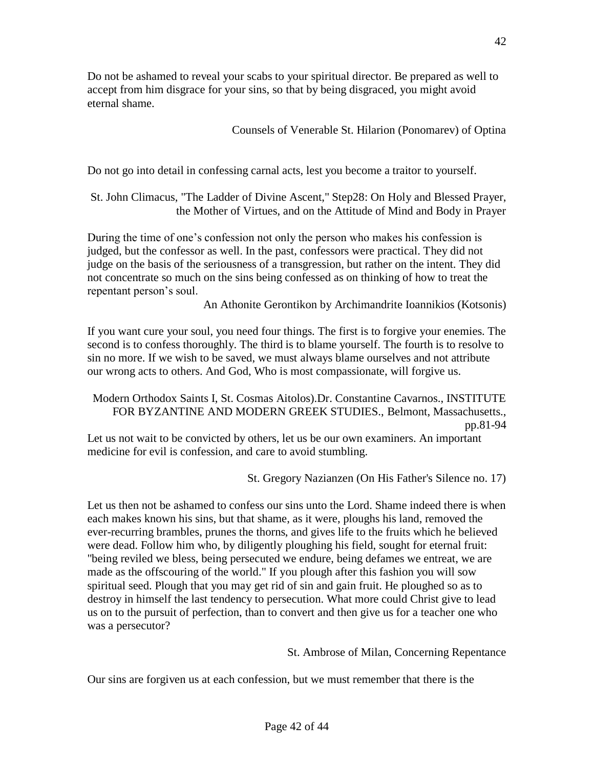Do not be ashamed to reveal your scabs to your spiritual director. Be prepared as well to accept from him disgrace for your sins, so that by being disgraced, you might avoid eternal shame.

Counsels of Venerable St. Hilarion (Ponomarev) of Optina

Do not go into detail in confessing carnal acts, lest you become a traitor to yourself.

St. John Climacus, "The Ladder of Divine Ascent," Step28: On Holy and Blessed Prayer, the Mother of Virtues, and on the Attitude of Mind and Body in Prayer

During the time of one's confession not only the person who makes his confession is judged, but the confessor as well. In the past, confessors were practical. They did not judge on the basis of the seriousness of a transgression, but rather on the intent. They did not concentrate so much on the sins being confessed as on thinking of how to treat the repentant person's soul.

An Athonite Gerontikon by Archimandrite Ioannikios (Kotsonis)

If you want cure your soul, you need four things. The first is to forgive your enemies. The second is to confess thoroughly. The third is to blame yourself. The fourth is to resolve to sin no more. If we wish to be saved, we must always blame ourselves and not attribute our wrong acts to others. And God, Who is most compassionate, will forgive us.

Modern Orthodox Saints I, St. Cosmas Aitolos).Dr. Constantine Cavarnos., INSTITUTE FOR BYZANTINE AND MODERN GREEK STUDIES., Belmont, Massachusetts., pp.81-94

Let us not wait to be convicted by others, let us be our own examiners. An important medicine for evil is confession, and care to avoid stumbling.

St. Gregory Nazianzen (On His Father's Silence no. 17)

Let us then not be ashamed to confess our sins unto the Lord. Shame indeed there is when each makes known his sins, but that shame, as it were, ploughs his land, removed the ever-recurring brambles, prunes the thorns, and gives life to the fruits which he believed were dead. Follow him who, by diligently ploughing his field, sought for eternal fruit: "being reviled we bless, being persecuted we endure, being defames we entreat, we are made as the offscouring of the world." If you plough after this fashion you will sow spiritual seed. Plough that you may get rid of sin and gain fruit. He ploughed so as to destroy in himself the last tendency to persecution. What more could Christ give to lead us on to the pursuit of perfection, than to convert and then give us for a teacher one who was a persecutor?

St. Ambrose of Milan, Concerning Repentance

Our sins are forgiven us at each confession, but we must remember that there is the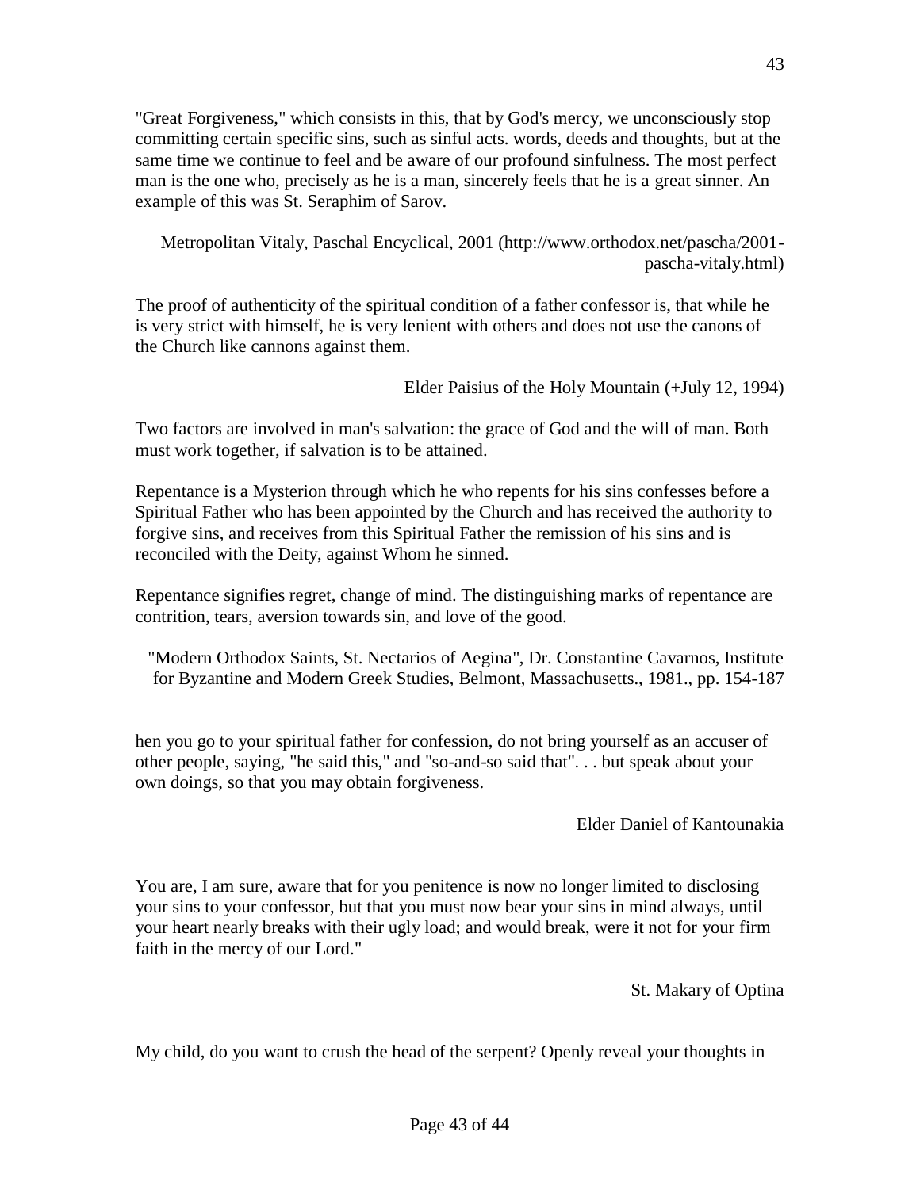"Great Forgiveness," which consists in this, that by God's mercy, we unconsciously stop committing certain specific sins, such as sinful acts. words, deeds and thoughts, but at the same time we continue to feel and be aware of our profound sinfulness. The most perfect man is the one who, precisely as he is a man, sincerely feels that he is a great sinner. An example of this was St. Seraphim of Sarov.

Metropolitan Vitaly, Paschal Encyclical, 2001 (http://www.orthodox.net/pascha/2001-pascha-vitaly.html)

The proof of authenticity of the spiritual condition of a father confessor is, that while he is very strict with himself, he is very lenient with others and does not use the canons of the Church like cannons against them.

Elder Paisius of the Holy Mountain (+July 12, 1994)

Two factors are involved in man's salvation: the grace of God and the will of man. Both must work together, if salvation is to be attained.

Repentance is a Mysterion through which he who repents for his sins confesses before a Spiritual Father who has been appointed by the Church and has received the authority to forgive sins, and receives from this Spiritual Father the remission of his sins and is reconciled with the Deity, against Whom he sinned.

Repentance signifies regret, change of mind. The distinguishing marks of repentance are contrition, tears, aversion towards sin, and love of the good.

"Modern Orthodox Saints, St. Nectarios of Aegina", Dr. Constantine Cavarnos, Institute for Byzantine and Modern Greek Studies, Belmont, Massachusetts., 1981., pp. 154-187

hen you go to your spiritual father for confession, do not bring yourself as an accuser of other people, saying, "he said this," and "so-and-so said that". . . but speak about your own doings, so that you may obtain forgiveness.

Elder Daniel of Kantounakia

You are, I am sure, aware that for you penitence is now no longer limited to disclosing your sins to your confessor, but that you must now bear your sins in mind always, until your heart nearly breaks with their ugly load; and would break, were it not for your firm faith in the mercy of our Lord."

St. Makary of Optina

My child, do you want to crush the head of the serpent? Openly reveal your thoughts in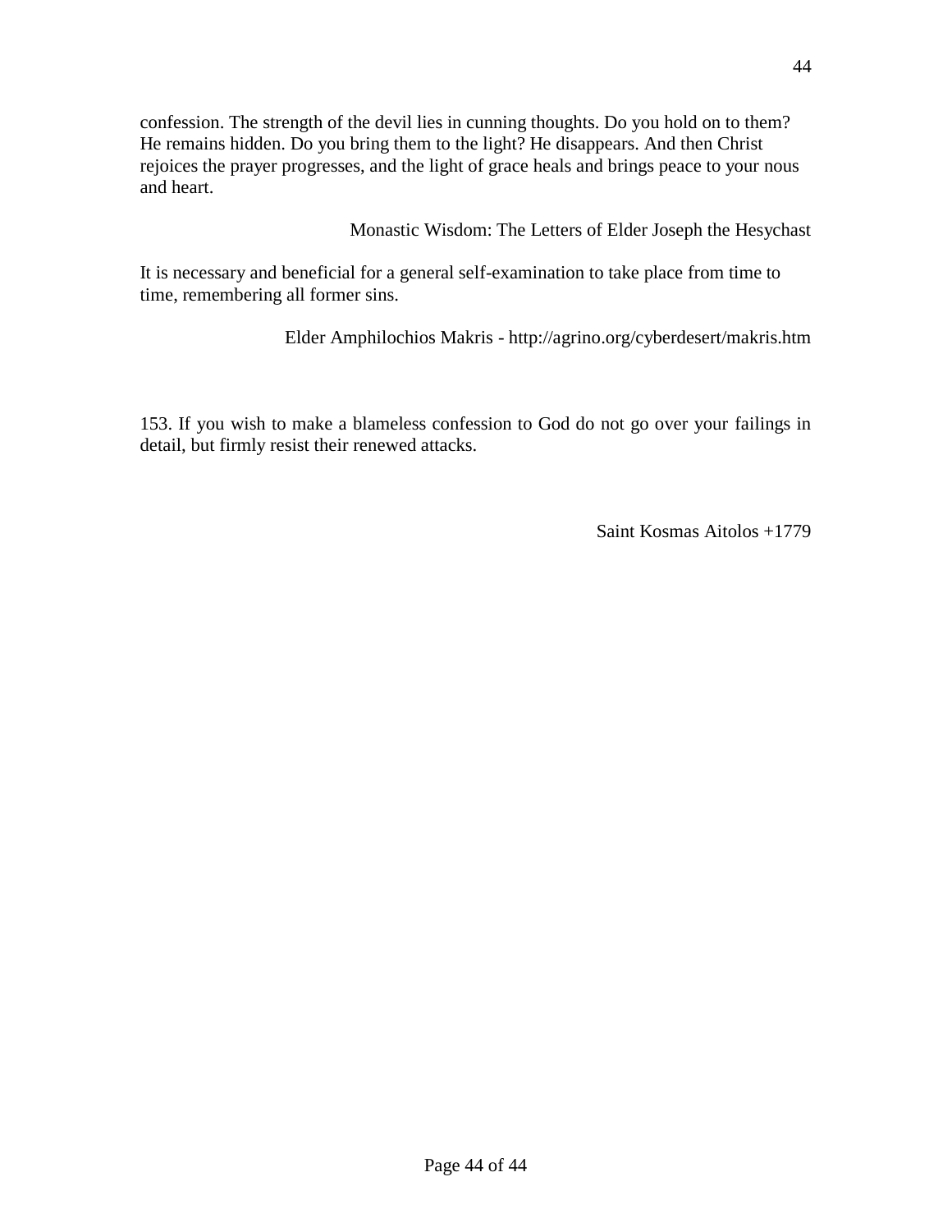confession. The strength of the devil lies in cunning thoughts. Do you hold on to them? He remains hidden. Do you bring them to the light? He disappears. And then Christ rejoices the prayer progresses, and the light of grace heals and brings peace to your nous and heart.

Monastic Wisdom: The Letters of Elder Joseph the Hesychast

It is necessary and beneficial for a general self-examination to take place from time to time, remembering all former sins.

Elder Amphilochios Makris - http://agrino.org/cyberdesert/makris.htm

153. If you wish to make a blameless confession to God do not go over your failings in detail, but firmly resist their renewed attacks.

Saint Kosmas Aitolos +1779